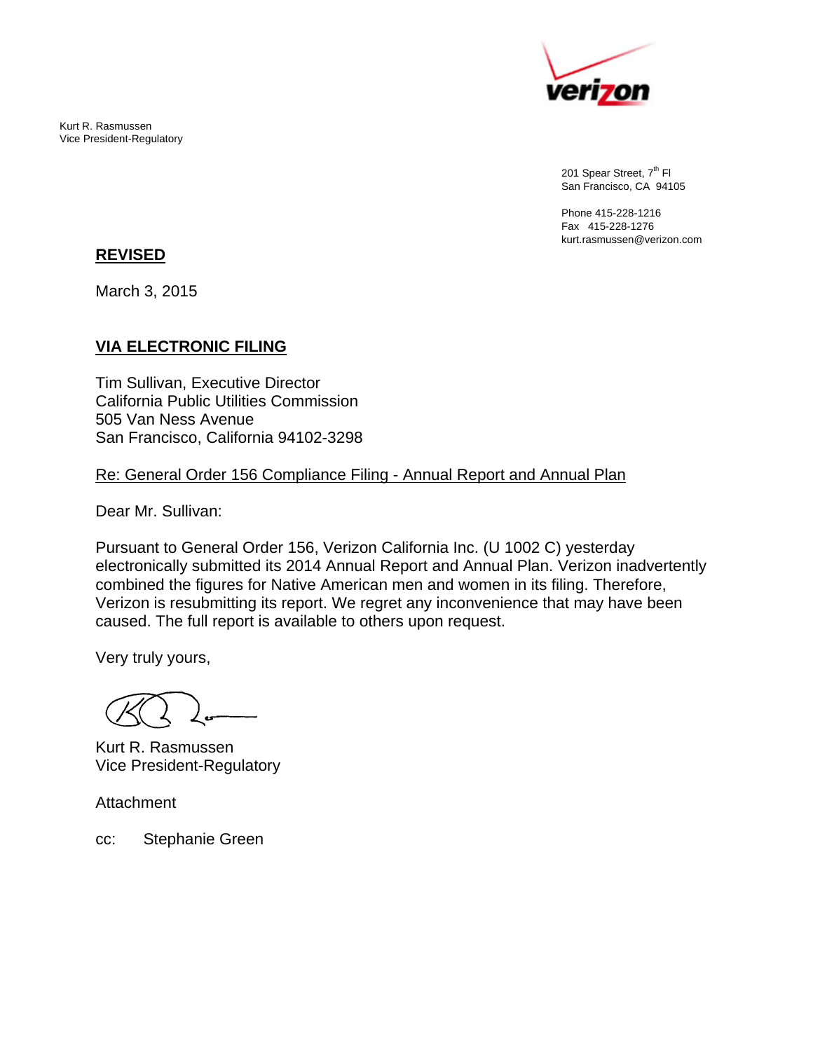verizon

Kurt R. Rasmussen
Vice President-Regulatory

201 Spear Street, 7th Fl
San Francisco, CA 94105

Phone 415-228-1216
Fax 415-228-1276
kurt.rasmussen@verizon.com

**REVISED**

March 3, 2015

**VIA ELECTRONIC FILING**

Tim Sullivan, Executive Director
California Public Utilities Commission
505 Van Ness Avenue
San Francisco, California 94102-3298

Re: General Order 156 Compliance Filing - Annual Report and Annual Plan

Dear Mr. Sullivan:

Pursuant to General Order 156, Verizon California Inc. (U 1002 C) yesterday electronically submitted its 2014 Annual Report and Annual Plan. Verizon inadvertently combined the figures for Native American men and women in its filing. Therefore, Verizon is resubmitting its report. We regret any inconvenience that may have been caused. The full report is available to others upon request.

Very truly yours,

Kurt R. Rasmussen
Vice President-Regulatory

Attachment

cc: Stephanie Green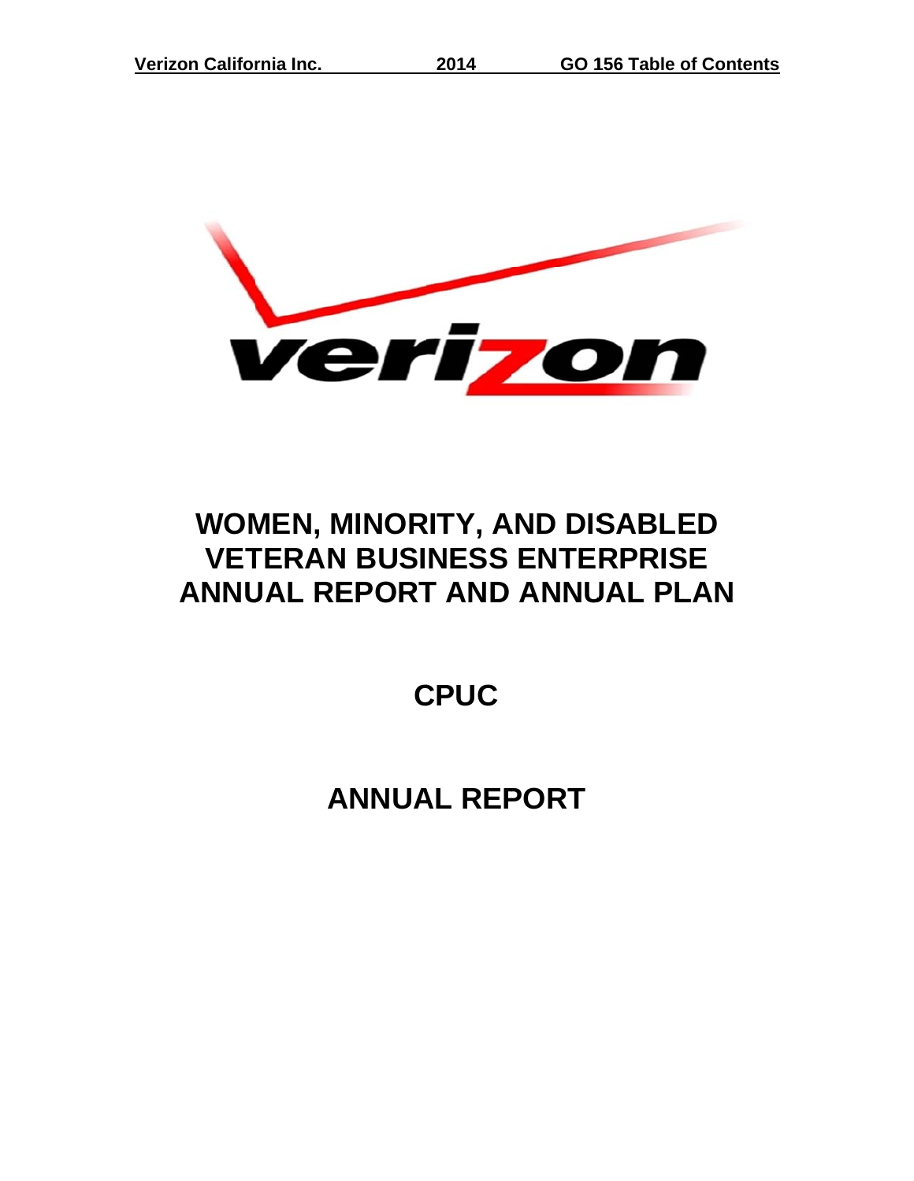# WOMEN, MINORITY, AND DISABLED VETERAN BUSINESS ENTERPRISE ANNUAL REPORT AND ANNUAL PLAN

# CPUC

# ANNUAL REPORT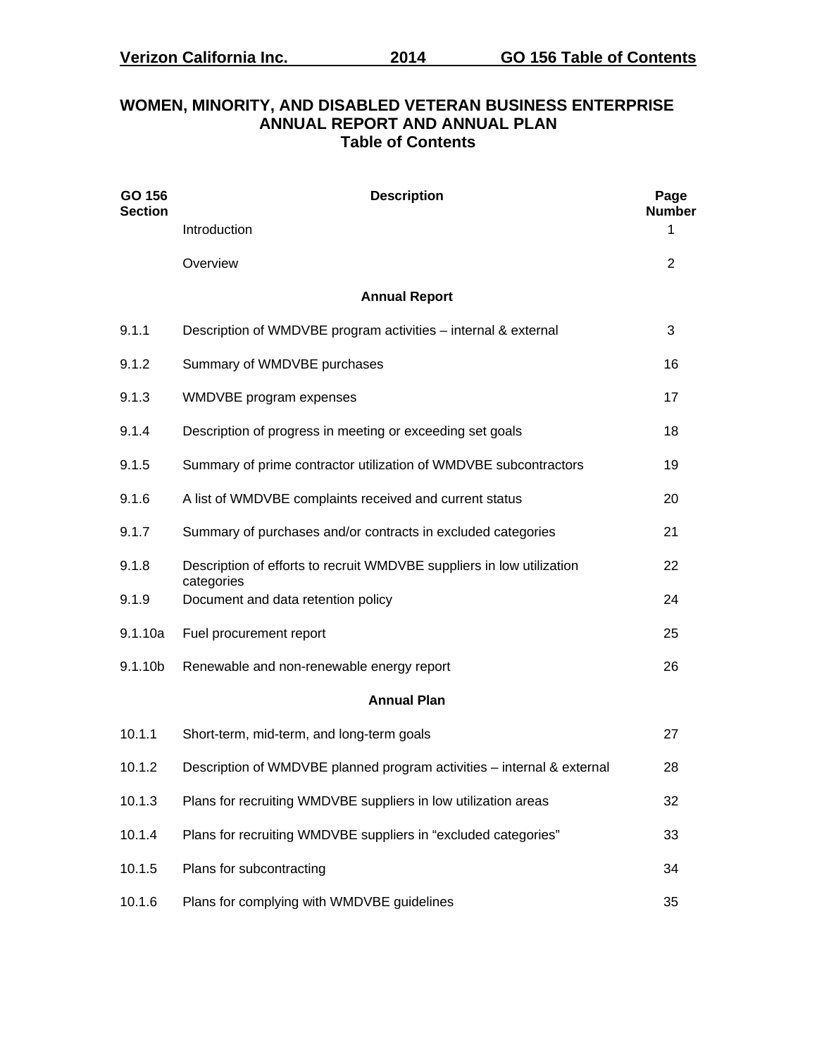# WOMEN, MINORITY, AND DISABLED VETERAN BUSINESS ENTERPRISE ANNUAL REPORT AND ANNUAL PLAN
## Table of Contents

| GO 156 Section | Description | Page Number |
|---|---|---|
| | Introduction | 1 |
| | Overview | 2 |
| | **Annual Report** | |
| 9.1.1 | Description of WMDVBE program activities – internal & external | 3 |
| 9.1.2 | Summary of WMDVBE purchases | 16 |
| 9.1.3 | WMDVBE program expenses | 17 |
| 9.1.4 | Description of progress in meeting or exceeding set goals | 18 |
| 9.1.5 | Summary of prime contractor utilization of WMDVBE subcontractors | 19 |
| 9.1.6 | A list of WMDVBE complaints received and current status | 20 |
| 9.1.7 | Summary of purchases and/or contracts in excluded categories | 21 |
| 9.1.8 | Description of efforts to recruit WMDVBE suppliers in low utilization categories | 22 |
| 9.1.9 | Document and data retention policy | 24 |
| 9.1.10a | Fuel procurement report | 25 |
| 9.1.10b | Renewable and non-renewable energy report | 26 |
| | **Annual Plan** | |
| 10.1.1 | Short-term, mid-term, and long-term goals | 27 |
| 10.1.2 | Description of WMDVBE planned program activities – internal & external | 28 |
| 10.1.3 | Plans for recruiting WMDVBE suppliers in low utilization areas | 32 |
| 10.1.4 | Plans for recruiting WMDVBE suppliers in "excluded categories" | 33 |
| 10.1.5 | Plans for subcontracting | 34 |
| 10.1.6 | Plans for complying with WMDVBE guidelines | 35 |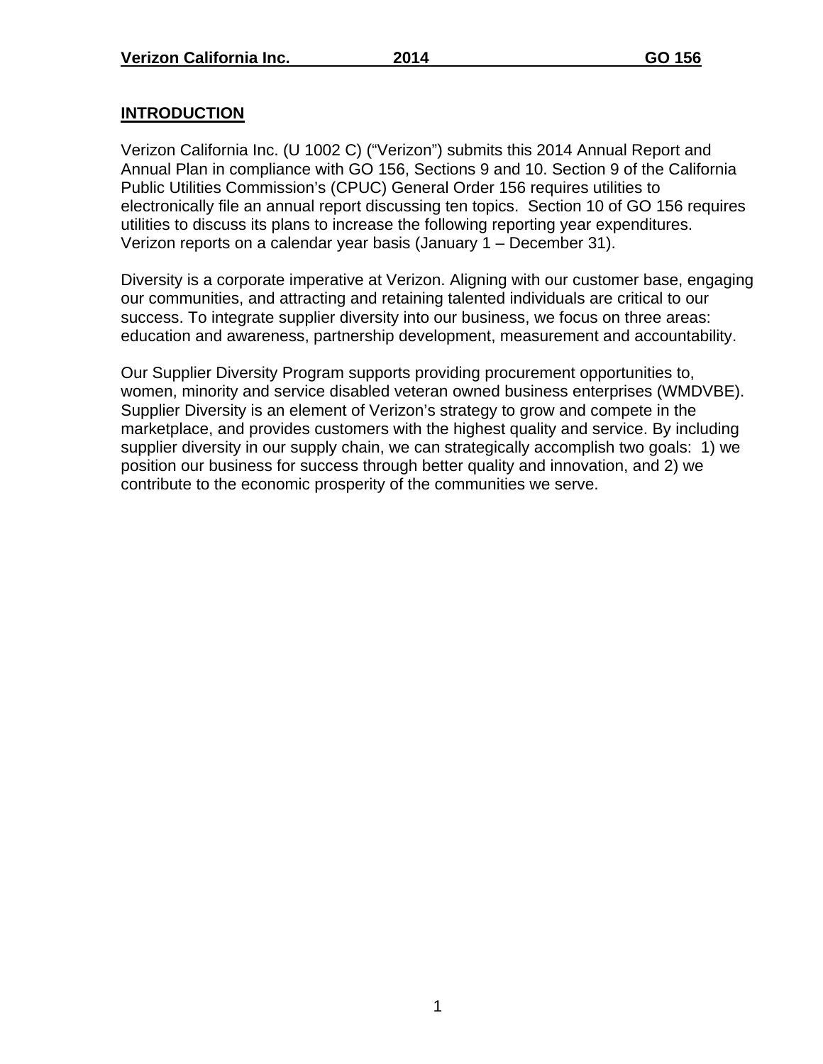## INTRODUCTION

Verizon California Inc. (U 1002 C) ("Verizon") submits this 2014 Annual Report and Annual Plan in compliance with GO 156, Sections 9 and 10. Section 9 of the California Public Utilities Commission's (CPUC) General Order 156 requires utilities to electronically file an annual report discussing ten topics. Section 10 of GO 156 requires utilities to discuss its plans to increase the following reporting year expenditures. Verizon reports on a calendar year basis (January 1 – December 31).

Diversity is a corporate imperative at Verizon. Aligning with our customer base, engaging our communities, and attracting and retaining talented individuals are critical to our success. To integrate supplier diversity into our business, we focus on three areas: education and awareness, partnership development, measurement and accountability.

Our Supplier Diversity Program supports providing procurement opportunities to, women, minority and service disabled veteran owned business enterprises (WMDVBE). Supplier Diversity is an element of Verizon's strategy to grow and compete in the marketplace, and provides customers with the highest quality and service. By including supplier diversity in our supply chain, we can strategically accomplish two goals: 1) we position our business for success through better quality and innovation, and 2) we contribute to the economic prosperity of the communities we serve.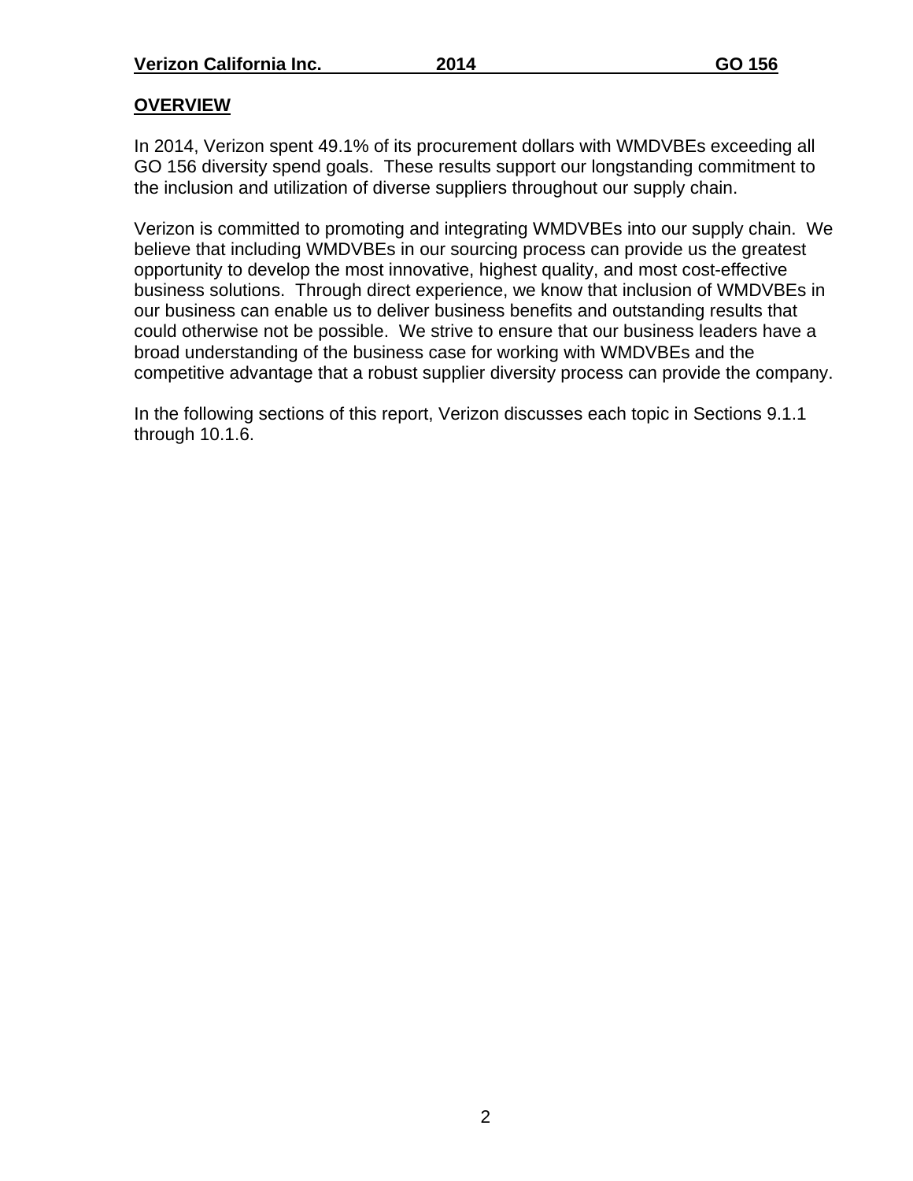## OVERVIEW

In 2014, Verizon spent 49.1% of its procurement dollars with WMDVBEs exceeding all GO 156 diversity spend goals. These results support our longstanding commitment to the inclusion and utilization of diverse suppliers throughout our supply chain.

Verizon is committed to promoting and integrating WMDVBEs into our supply chain. We believe that including WMDVBEs in our sourcing process can provide us the greatest opportunity to develop the most innovative, highest quality, and most cost-effective business solutions. Through direct experience, we know that inclusion of WMDVBEs in our business can enable us to deliver business benefits and outstanding results that could otherwise not be possible. We strive to ensure that our business leaders have a broad understanding of the business case for working with WMDVBEs and the competitive advantage that a robust supplier diversity process can provide the company.

In the following sections of this report, Verizon discusses each topic in Sections 9.1.1 through 10.1.6.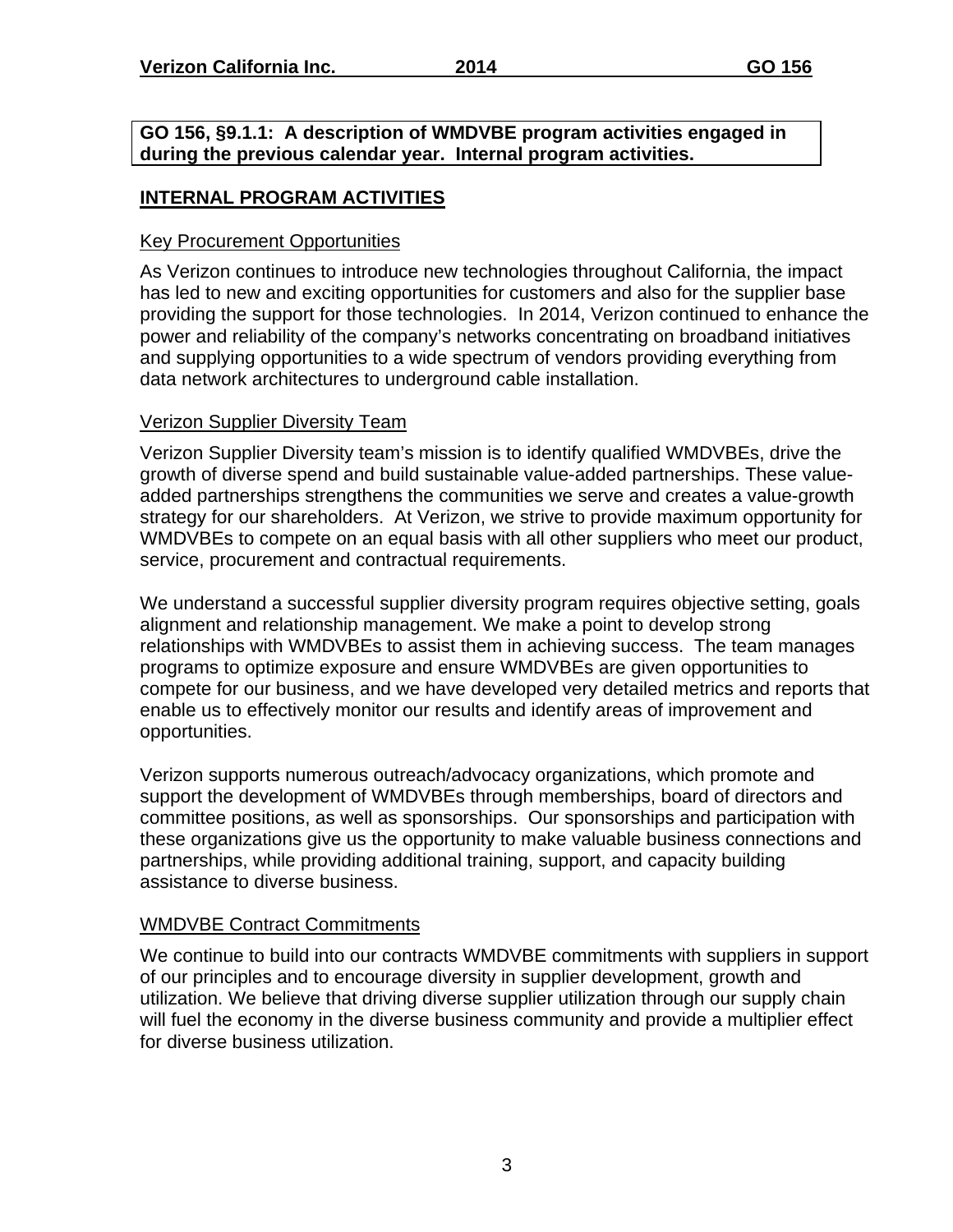**GO 156, §9.1.1: A description of WMDVBE program activities engaged in during the previous calendar year. Internal program activities.**

## INTERNAL PROGRAM ACTIVITIES

### Key Procurement Opportunities

As Verizon continues to introduce new technologies throughout California, the impact has led to new and exciting opportunities for customers and also for the supplier base providing the support for those technologies. In 2014, Verizon continued to enhance the power and reliability of the company's networks concentrating on broadband initiatives and supplying opportunities to a wide spectrum of vendors providing everything from data network architectures to underground cable installation.

### Verizon Supplier Diversity Team

Verizon Supplier Diversity team's mission is to identify qualified WMDVBEs, drive the growth of diverse spend and build sustainable value-added partnerships. These value-added partnerships strengthens the communities we serve and creates a value-growth strategy for our shareholders. At Verizon, we strive to provide maximum opportunity for WMDVBEs to compete on an equal basis with all other suppliers who meet our product, service, procurement and contractual requirements.

We understand a successful supplier diversity program requires objective setting, goals alignment and relationship management. We make a point to develop strong relationships with WMDVBEs to assist them in achieving success. The team manages programs to optimize exposure and ensure WMDVBEs are given opportunities to compete for our business, and we have developed very detailed metrics and reports that enable us to effectively monitor our results and identify areas of improvement and opportunities.

Verizon supports numerous outreach/advocacy organizations, which promote and support the development of WMDVBEs through memberships, board of directors and committee positions, as well as sponsorships. Our sponsorships and participation with these organizations give us the opportunity to make valuable business connections and partnerships, while providing additional training, support, and capacity building assistance to diverse business.

### WMDVBE Contract Commitments

We continue to build into our contracts WMDVBE commitments with suppliers in support of our principles and to encourage diversity in supplier development, growth and utilization. We believe that driving diverse supplier utilization through our supply chain will fuel the economy in the diverse business community and provide a multiplier effect for diverse business utilization.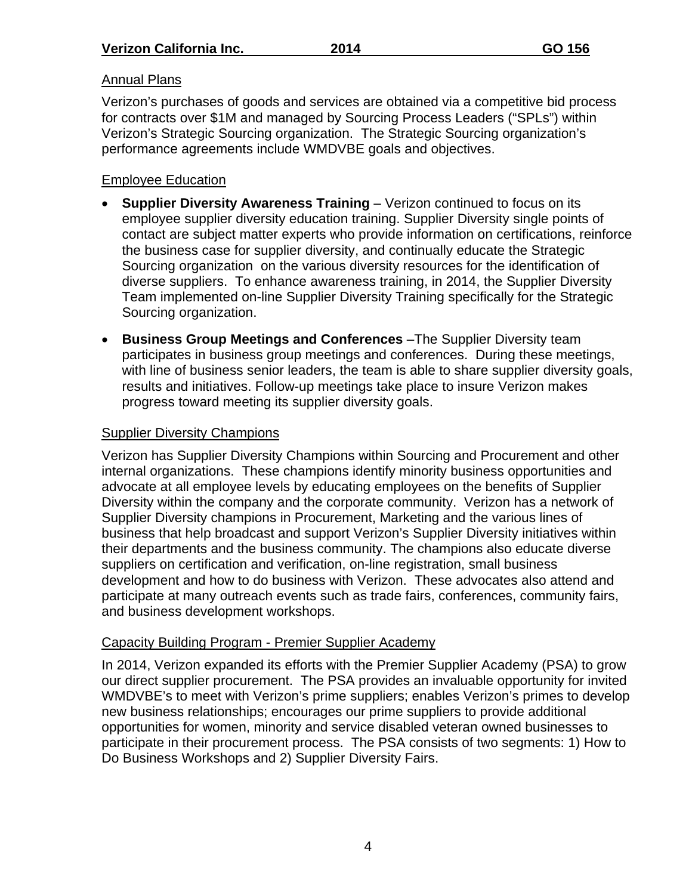## Annual Plans

Verizon's purchases of goods and services are obtained via a competitive bid process for contracts over $1M and managed by Sourcing Process Leaders ("SPLs") within Verizon's Strategic Sourcing organization. The Strategic Sourcing organization's performance agreements include WMDVBE goals and objectives.

## Employee Education

- **Supplier Diversity Awareness Training** – Verizon continued to focus on its employee supplier diversity education training. Supplier Diversity single points of contact are subject matter experts who provide information on certifications, reinforce the business case for supplier diversity, and continually educate the Strategic Sourcing organization on the various diversity resources for the identification of diverse suppliers. To enhance awareness training, in 2014, the Supplier Diversity Team implemented on-line Supplier Diversity Training specifically for the Strategic Sourcing organization.
- **Business Group Meetings and Conferences** –The Supplier Diversity team participates in business group meetings and conferences. During these meetings, with line of business senior leaders, the team is able to share supplier diversity goals, results and initiatives. Follow-up meetings take place to insure Verizon makes progress toward meeting its supplier diversity goals.

## Supplier Diversity Champions

Verizon has Supplier Diversity Champions within Sourcing and Procurement and other internal organizations. These champions identify minority business opportunities and advocate at all employee levels by educating employees on the benefits of Supplier Diversity within the company and the corporate community. Verizon has a network of Supplier Diversity champions in Procurement, Marketing and the various lines of business that help broadcast and support Verizon's Supplier Diversity initiatives within their departments and the business community. The champions also educate diverse suppliers on certification and verification, on-line registration, small business development and how to do business with Verizon. These advocates also attend and participate at many outreach events such as trade fairs, conferences, community fairs, and business development workshops.

## Capacity Building Program - Premier Supplier Academy

In 2014, Verizon expanded its efforts with the Premier Supplier Academy (PSA) to grow our direct supplier procurement. The PSA provides an invaluable opportunity for invited WMDVBE's to meet with Verizon's prime suppliers; enables Verizon's primes to develop new business relationships; encourages our prime suppliers to provide additional opportunities for women, minority and service disabled veteran owned businesses to participate in their procurement process. The PSA consists of two segments: 1) How to Do Business Workshops and 2) Supplier Diversity Fairs.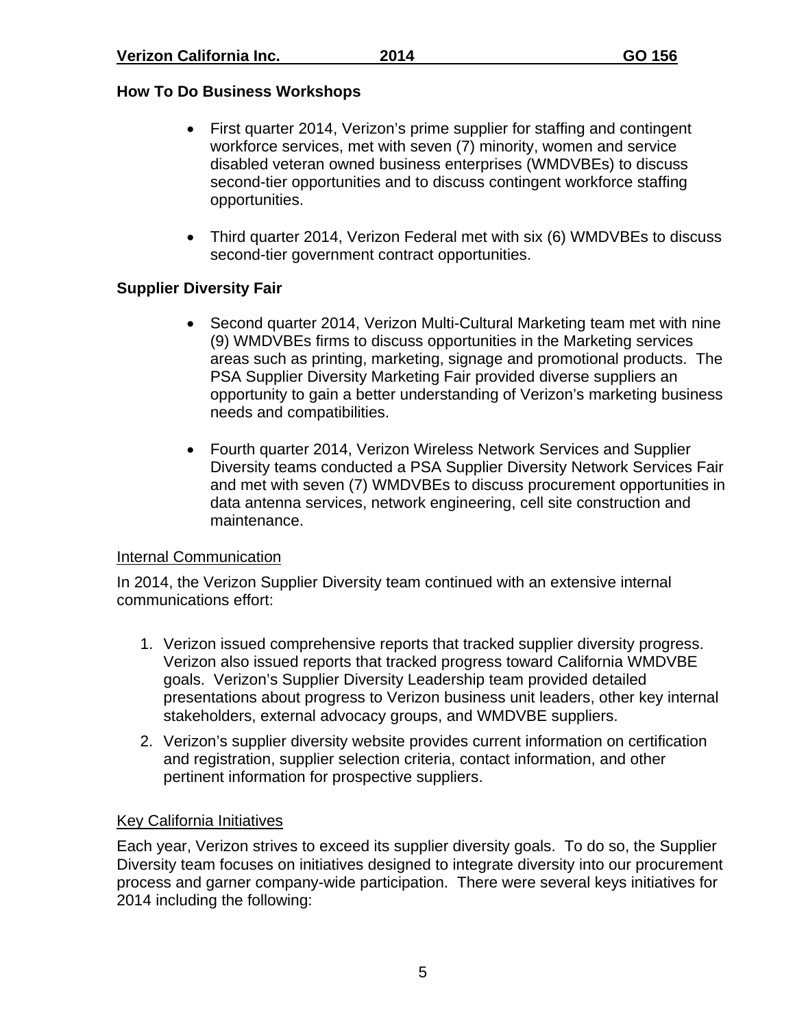**How To Do Business Workshops**

- First quarter 2014, Verizon's prime supplier for staffing and contingent workforce services, met with seven (7) minority, women and service disabled veteran owned business enterprises (WMDVBEs) to discuss second-tier opportunities and to discuss contingent workforce staffing opportunities.

- Third quarter 2014, Verizon Federal met with six (6) WMDVBEs to discuss second-tier government contract opportunities.

**Supplier Diversity Fair**

- Second quarter 2014, Verizon Multi-Cultural Marketing team met with nine (9) WMDVBEs firms to discuss opportunities in the Marketing services areas such as printing, marketing, signage and promotional products. The PSA Supplier Diversity Marketing Fair provided diverse suppliers an opportunity to gain a better understanding of Verizon's marketing business needs and compatibilities.

- Fourth quarter 2014, Verizon Wireless Network Services and Supplier Diversity teams conducted a PSA Supplier Diversity Network Services Fair and met with seven (7) WMDVBEs to discuss procurement opportunities in data antenna services, network engineering, cell site construction and maintenance.

Internal Communication

In 2014, the Verizon Supplier Diversity team continued with an extensive internal communications effort:

1. Verizon issued comprehensive reports that tracked supplier diversity progress. Verizon also issued reports that tracked progress toward California WMDVBE goals. Verizon's Supplier Diversity Leadership team provided detailed presentations about progress to Verizon business unit leaders, other key internal stakeholders, external advocacy groups, and WMDVBE suppliers.
2. Verizon's supplier diversity website provides current information on certification and registration, supplier selection criteria, contact information, and other pertinent information for prospective suppliers.

Key California Initiatives

Each year, Verizon strives to exceed its supplier diversity goals. To do so, the Supplier Diversity team focuses on initiatives designed to integrate diversity into our procurement process and garner company-wide participation. There were several keys initiatives for 2014 including the following: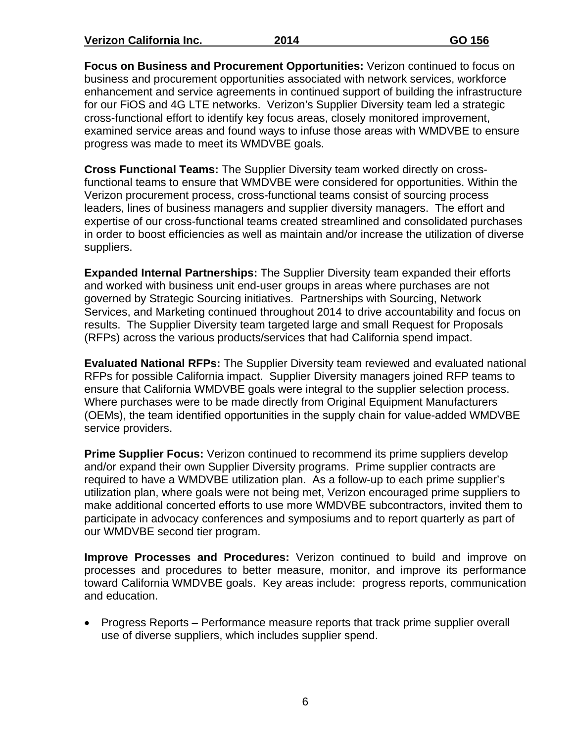**Focus on Business and Procurement Opportunities:** Verizon continued to focus on business and procurement opportunities associated with network services, workforce enhancement and service agreements in continued support of building the infrastructure for our FiOS and 4G LTE networks. Verizon's Supplier Diversity team led a strategic cross-functional effort to identify key focus areas, closely monitored improvement, examined service areas and found ways to infuse those areas with WMDVBE to ensure progress was made to meet its WMDVBE goals.

**Cross Functional Teams:** The Supplier Diversity team worked directly on cross-functional teams to ensure that WMDVBE were considered for opportunities. Within the Verizon procurement process, cross-functional teams consist of sourcing process leaders, lines of business managers and supplier diversity managers. The effort and expertise of our cross-functional teams created streamlined and consolidated purchases in order to boost efficiencies as well as maintain and/or increase the utilization of diverse suppliers.

**Expanded Internal Partnerships:** The Supplier Diversity team expanded their efforts and worked with business unit end-user groups in areas where purchases are not governed by Strategic Sourcing initiatives. Partnerships with Sourcing, Network Services, and Marketing continued throughout 2014 to drive accountability and focus on results. The Supplier Diversity team targeted large and small Request for Proposals (RFPs) across the various products/services that had California spend impact.

**Evaluated National RFPs:** The Supplier Diversity team reviewed and evaluated national RFPs for possible California impact. Supplier Diversity managers joined RFP teams to ensure that California WMDVBE goals were integral to the supplier selection process. Where purchases were to be made directly from Original Equipment Manufacturers (OEMs), the team identified opportunities in the supply chain for value-added WMDVBE service providers.

**Prime Supplier Focus:** Verizon continued to recommend its prime suppliers develop and/or expand their own Supplier Diversity programs. Prime supplier contracts are required to have a WMDVBE utilization plan. As a follow-up to each prime supplier's utilization plan, where goals were not being met, Verizon encouraged prime suppliers to make additional concerted efforts to use more WMDVBE subcontractors, invited them to participate in advocacy conferences and symposiums and to report quarterly as part of our WMDVBE second tier program.

**Improve Processes and Procedures:** Verizon continued to build and improve on processes and procedures to better measure, monitor, and improve its performance toward California WMDVBE goals. Key areas include: progress reports, communication and education.

- Progress Reports – Performance measure reports that track prime supplier overall use of diverse suppliers, which includes supplier spend.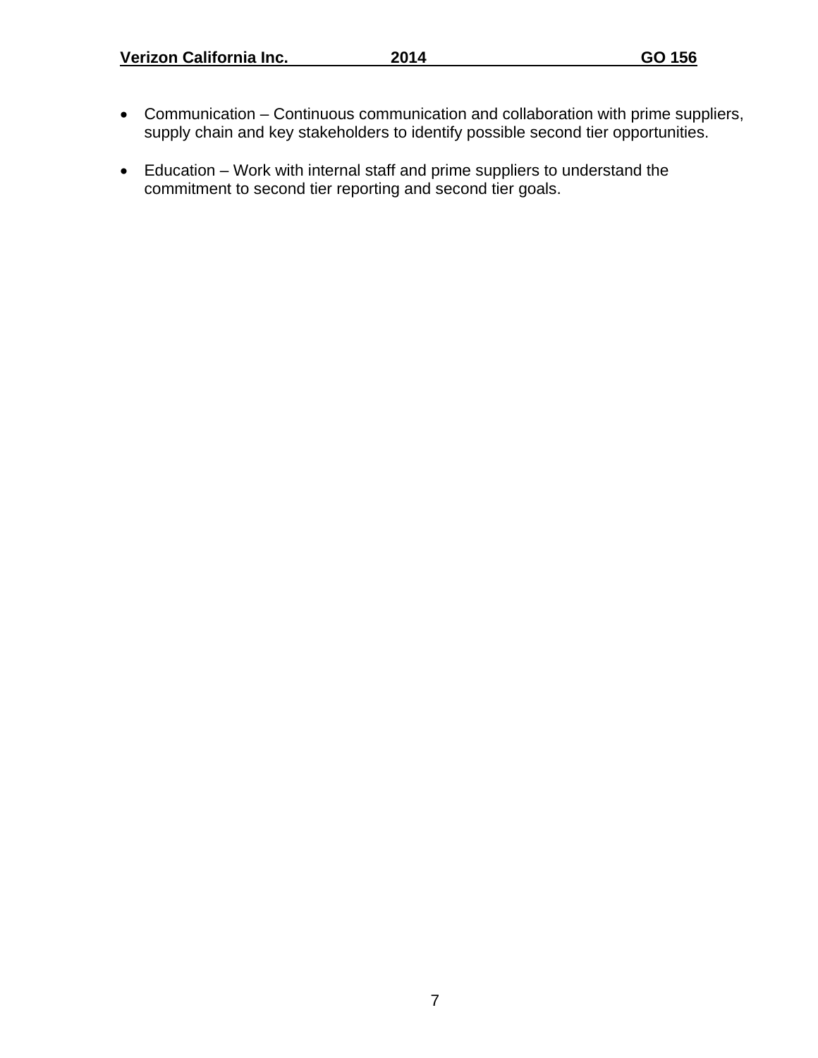- Communication – Continuous communication and collaboration with prime suppliers, supply chain and key stakeholders to identify possible second tier opportunities.

- Education – Work with internal staff and prime suppliers to understand the commitment to second tier reporting and second tier goals.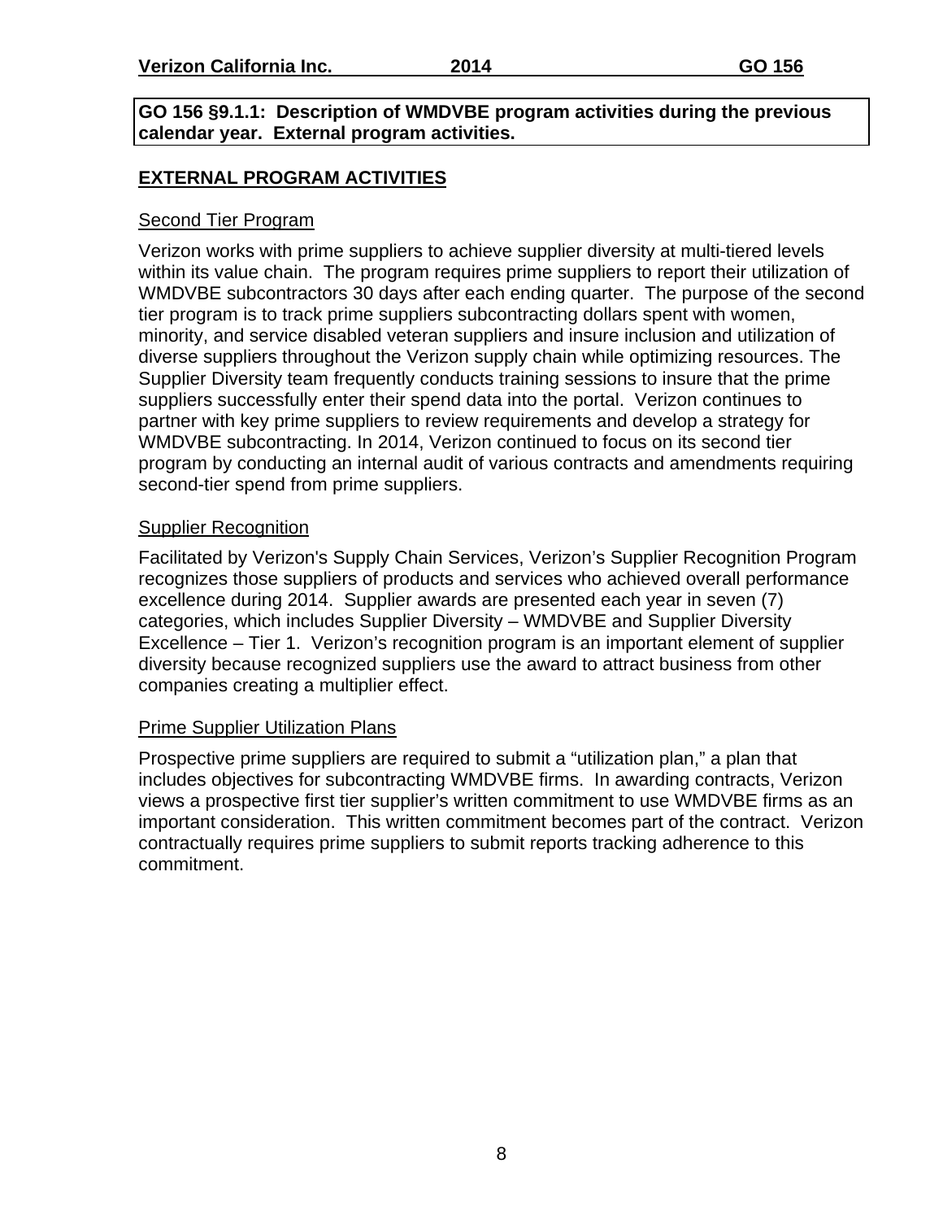**GO 156 §9.1.1: Description of WMDVBE program activities during the previous calendar year. External program activities.**

## EXTERNAL PROGRAM ACTIVITIES

### Second Tier Program

Verizon works with prime suppliers to achieve supplier diversity at multi-tiered levels within its value chain. The program requires prime suppliers to report their utilization of WMDVBE subcontractors 30 days after each ending quarter. The purpose of the second tier program is to track prime suppliers subcontracting dollars spent with women, minority, and service disabled veteran suppliers and insure inclusion and utilization of diverse suppliers throughout the Verizon supply chain while optimizing resources. The Supplier Diversity team frequently conducts training sessions to insure that the prime suppliers successfully enter their spend data into the portal. Verizon continues to partner with key prime suppliers to review requirements and develop a strategy for WMDVBE subcontracting. In 2014, Verizon continued to focus on its second tier program by conducting an internal audit of various contracts and amendments requiring second-tier spend from prime suppliers.

### Supplier Recognition

Facilitated by Verizon's Supply Chain Services, Verizon's Supplier Recognition Program recognizes those suppliers of products and services who achieved overall performance excellence during 2014. Supplier awards are presented each year in seven (7) categories, which includes Supplier Diversity – WMDVBE and Supplier Diversity Excellence – Tier 1. Verizon's recognition program is an important element of supplier diversity because recognized suppliers use the award to attract business from other companies creating a multiplier effect.

### Prime Supplier Utilization Plans

Prospective prime suppliers are required to submit a "utilization plan," a plan that includes objectives for subcontracting WMDVBE firms. In awarding contracts, Verizon views a prospective first tier supplier's written commitment to use WMDVBE firms as an important consideration. This written commitment becomes part of the contract. Verizon contractually requires prime suppliers to submit reports tracking adherence to this commitment.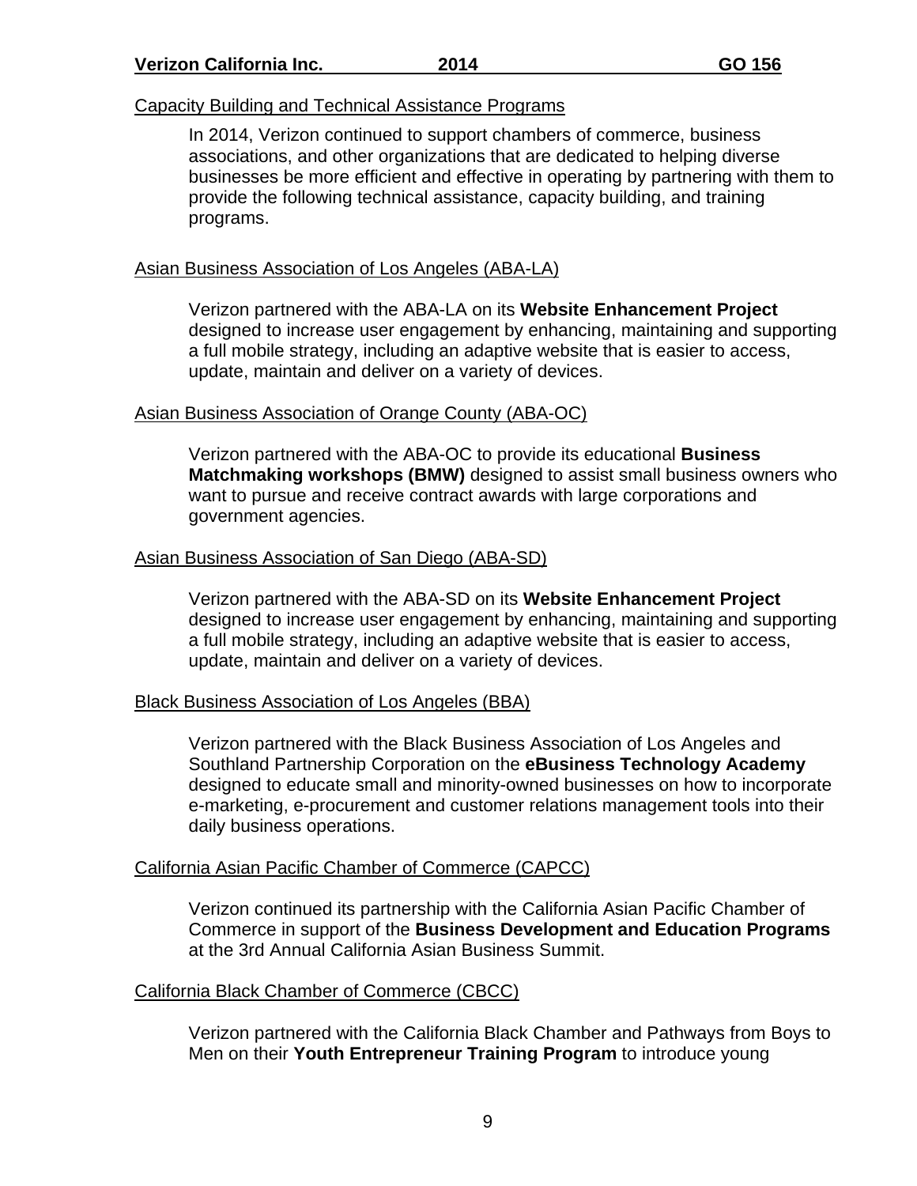## Capacity Building and Technical Assistance Programs

In 2014, Verizon continued to support chambers of commerce, business associations, and other organizations that are dedicated to helping diverse businesses be more efficient and effective in operating by partnering with them to provide the following technical assistance, capacity building, and training programs.

### Asian Business Association of Los Angeles (ABA-LA)

Verizon partnered with the ABA-LA on its **Website Enhancement Project** designed to increase user engagement by enhancing, maintaining and supporting a full mobile strategy, including an adaptive website that is easier to access, update, maintain and deliver on a variety of devices.

### Asian Business Association of Orange County (ABA-OC)

Verizon partnered with the ABA-OC to provide its educational **Business Matchmaking workshops (BMW)** designed to assist small business owners who want to pursue and receive contract awards with large corporations and government agencies.

### Asian Business Association of San Diego (ABA-SD)

Verizon partnered with the ABA-SD on its **Website Enhancement Project** designed to increase user engagement by enhancing, maintaining and supporting a full mobile strategy, including an adaptive website that is easier to access, update, maintain and deliver on a variety of devices.

### Black Business Association of Los Angeles (BBA)

Verizon partnered with the Black Business Association of Los Angeles and Southland Partnership Corporation on the **eBusiness Technology Academy** designed to educate small and minority-owned businesses on how to incorporate e-marketing, e-procurement and customer relations management tools into their daily business operations.

### California Asian Pacific Chamber of Commerce (CAPCC)

Verizon continued its partnership with the California Asian Pacific Chamber of Commerce in support of the **Business Development and Education Programs** at the 3rd Annual California Asian Business Summit.

### California Black Chamber of Commerce (CBCC)

Verizon partnered with the California Black Chamber and Pathways from Boys to Men on their **Youth Entrepreneur Training Program** to introduce young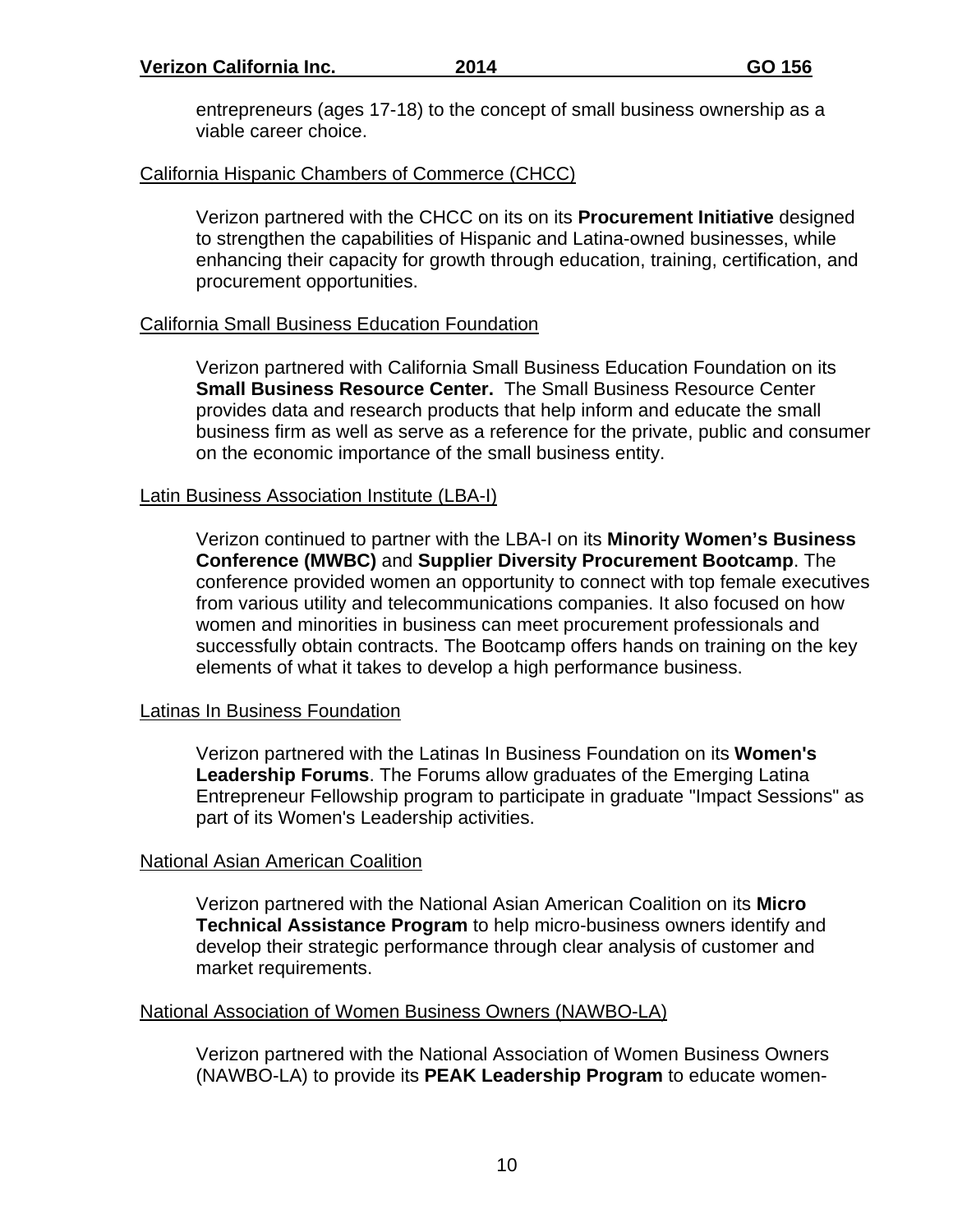entrepreneurs (ages 17-18) to the concept of small business ownership as a viable career choice.

California Hispanic Chambers of Commerce (CHCC)

Verizon partnered with the CHCC on its on its **Procurement Initiative** designed to strengthen the capabilities of Hispanic and Latina-owned businesses, while enhancing their capacity for growth through education, training, certification, and procurement opportunities.

California Small Business Education Foundation

Verizon partnered with California Small Business Education Foundation on its **Small Business Resource Center.** The Small Business Resource Center provides data and research products that help inform and educate the small business firm as well as serve as a reference for the private, public and consumer on the economic importance of the small business entity.

Latin Business Association Institute (LBA-I)

Verizon continued to partner with the LBA-I on its **Minority Women's Business Conference (MWBC)** and **Supplier Diversity Procurement Bootcamp**. The conference provided women an opportunity to connect with top female executives from various utility and telecommunications companies. It also focused on how women and minorities in business can meet procurement professionals and successfully obtain contracts. The Bootcamp offers hands on training on the key elements of what it takes to develop a high performance business.

Latinas In Business Foundation

Verizon partnered with the Latinas In Business Foundation on its **Women's Leadership Forums**. The Forums allow graduates of the Emerging Latina Entrepreneur Fellowship program to participate in graduate "Impact Sessions" as part of its Women's Leadership activities.

National Asian American Coalition

Verizon partnered with the National Asian American Coalition on its **Micro Technical Assistance Program** to help micro-business owners identify and develop their strategic performance through clear analysis of customer and market requirements.

National Association of Women Business Owners (NAWBO-LA)

Verizon partnered with the National Association of Women Business Owners (NAWBO-LA) to provide its **PEAK Leadership Program** to educate women-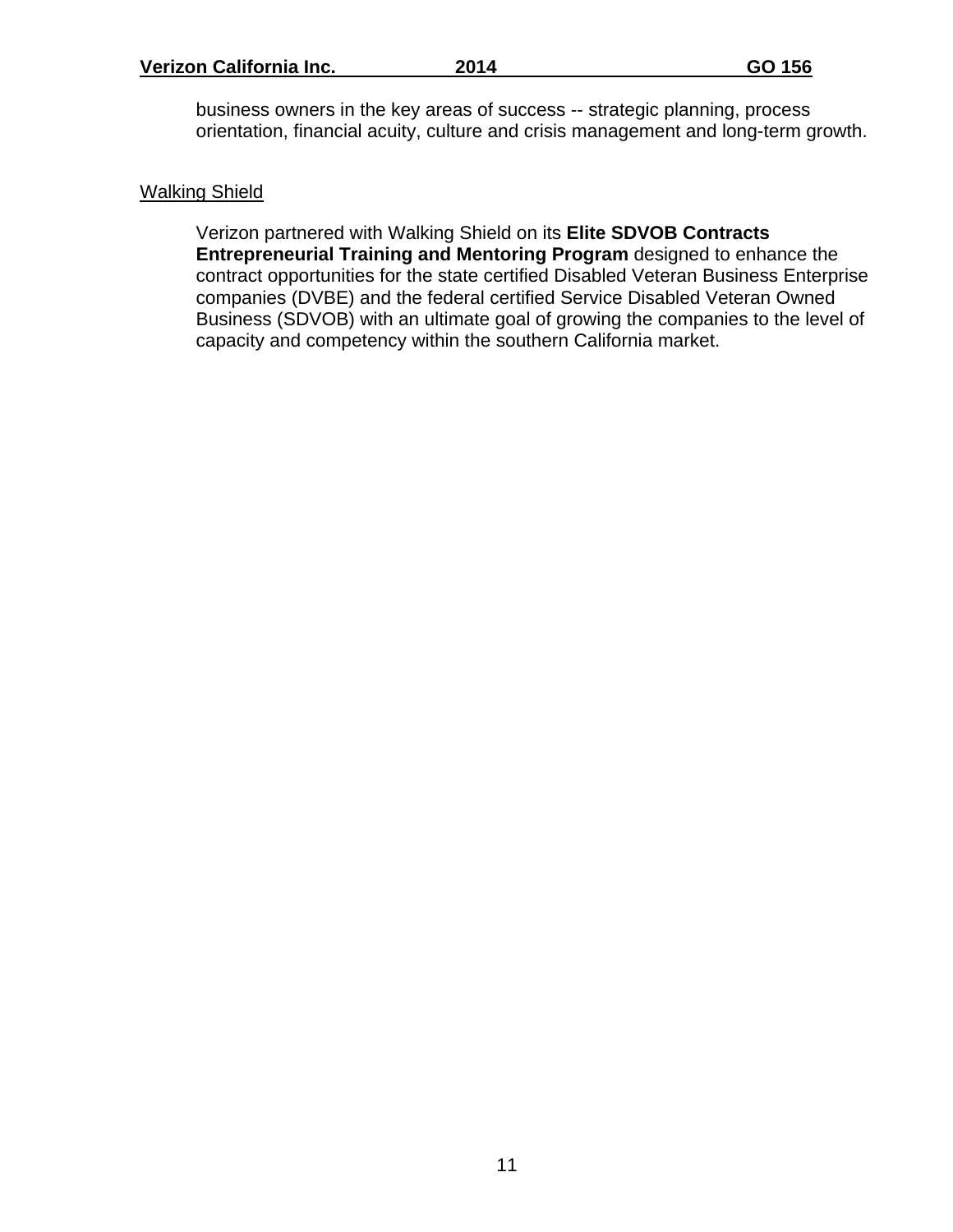business owners in the key areas of success -- strategic planning, process orientation, financial acuity, culture and crisis management and long-term growth.

Walking Shield

Verizon partnered with Walking Shield on its **Elite SDVOB Contracts Entrepreneurial Training and Mentoring Program** designed to enhance the contract opportunities for the state certified Disabled Veteran Business Enterprise companies (DVBE) and the federal certified Service Disabled Veteran Owned Business (SDVOB) with an ultimate goal of growing the companies to the level of capacity and competency within the southern California market.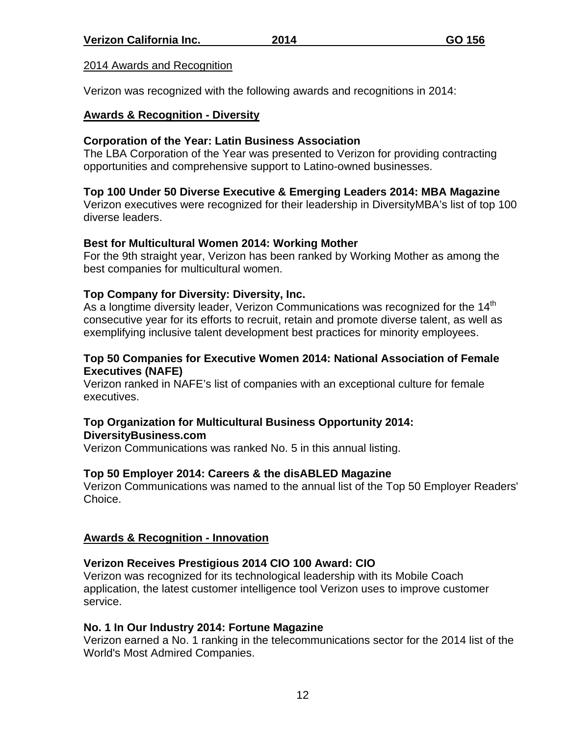2014 Awards and Recognition

Verizon was recognized with the following awards and recognitions in 2014:

## Awards & Recognition - Diversity

**Corporation of the Year: Latin Business Association**
The LBA Corporation of the Year was presented to Verizon for providing contracting opportunities and comprehensive support to Latino-owned businesses.

**Top 100 Under 50 Diverse Executive & Emerging Leaders 2014: MBA Magazine**
Verizon executives were recognized for their leadership in DiversityMBA's list of top 100 diverse leaders.

**Best for Multicultural Women 2014: Working Mother**
For the 9th straight year, Verizon has been ranked by Working Mother as among the best companies for multicultural women.

**Top Company for Diversity: Diversity, Inc.**
As a longtime diversity leader, Verizon Communications was recognized for the 14th consecutive year for its efforts to recruit, retain and promote diverse talent, as well as exemplifying inclusive talent development best practices for minority employees.

**Top 50 Companies for Executive Women 2014: National Association of Female Executives (NAFE)**
Verizon ranked in NAFE's list of companies with an exceptional culture for female executives.

**Top Organization for Multicultural Business Opportunity 2014: DiversityBusiness.com**
Verizon Communications was ranked No. 5 in this annual listing.

**Top 50 Employer 2014: Careers & the disABLED Magazine**
Verizon Communications was named to the annual list of the Top 50 Employer Readers' Choice.

## Awards & Recognition - Innovation

**Verizon Receives Prestigious 2014 CIO 100 Award: CIO**
Verizon was recognized for its technological leadership with its Mobile Coach application, the latest customer intelligence tool Verizon uses to improve customer service.

**No. 1 In Our Industry 2014: Fortune Magazine**
Verizon earned a No. 1 ranking in the telecommunications sector for the 2014 list of the World's Most Admired Companies.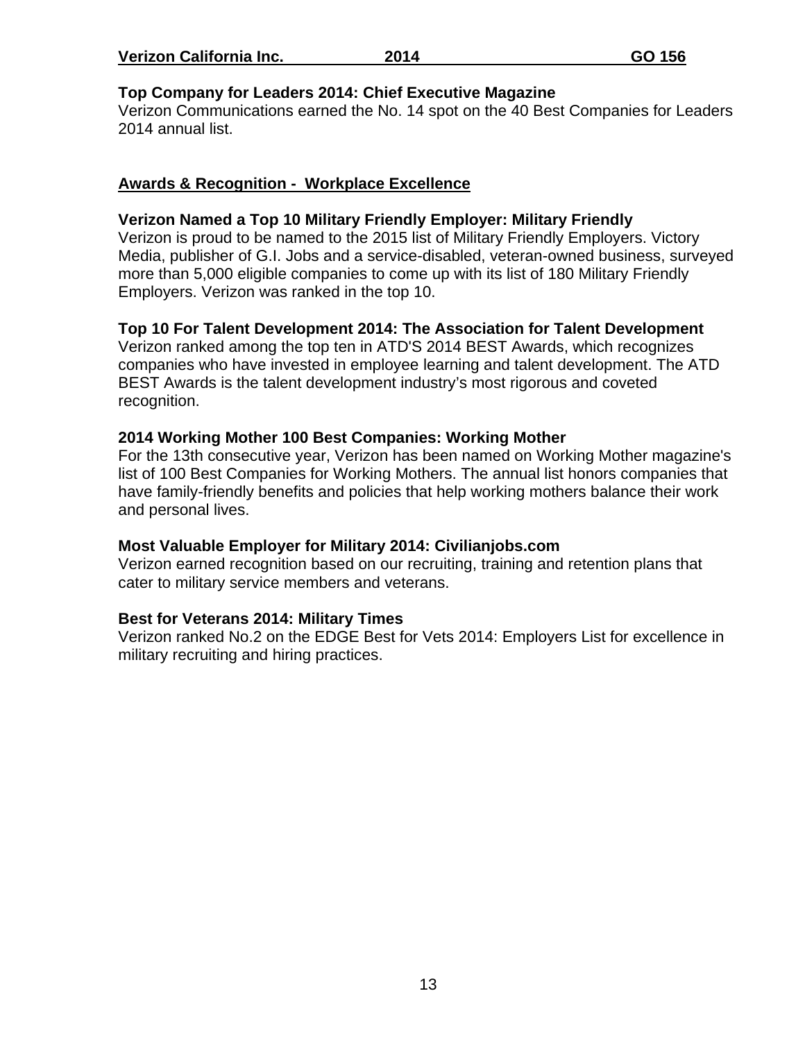**Top Company for Leaders 2014: Chief Executive Magazine**
Verizon Communications earned the No. 14 spot on the 40 Best Companies for Leaders 2014 annual list.

## Awards & Recognition - Workplace Excellence

**Verizon Named a Top 10 Military Friendly Employer: Military Friendly**
Verizon is proud to be named to the 2015 list of Military Friendly Employers. Victory Media, publisher of G.I. Jobs and a service-disabled, veteran-owned business, surveyed more than 5,000 eligible companies to come up with its list of 180 Military Friendly Employers. Verizon was ranked in the top 10.

**Top 10 For Talent Development 2014: The Association for Talent Development**
Verizon ranked among the top ten in ATD'S 2014 BEST Awards, which recognizes companies who have invested in employee learning and talent development. The ATD BEST Awards is the talent development industry's most rigorous and coveted recognition.

**2014 Working Mother 100 Best Companies: Working Mother**
For the 13th consecutive year, Verizon has been named on Working Mother magazine's list of 100 Best Companies for Working Mothers. The annual list honors companies that have family-friendly benefits and policies that help working mothers balance their work and personal lives.

**Most Valuable Employer for Military 2014: Civilianjobs.com**
Verizon earned recognition based on our recruiting, training and retention plans that cater to military service members and veterans.

**Best for Veterans 2014: Military Times**
Verizon ranked No.2 on the EDGE Best for Vets 2014: Employers List for excellence in military recruiting and hiring practices.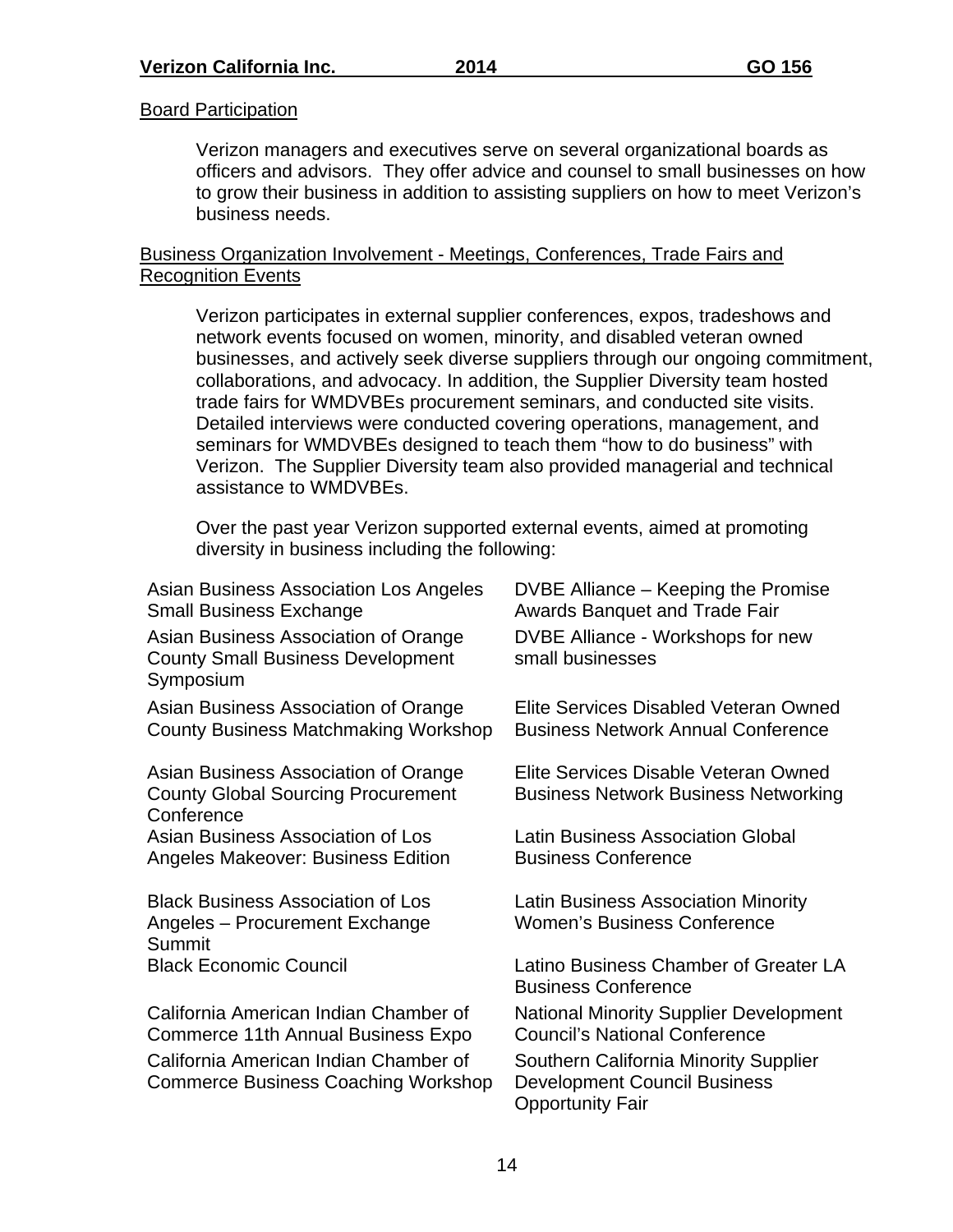## Board Participation

Verizon managers and executives serve on several organizational boards as officers and advisors. They offer advice and counsel to small businesses on how to grow their business in addition to assisting suppliers on how to meet Verizon's business needs.

## Business Organization Involvement - Meetings, Conferences, Trade Fairs and Recognition Events

Verizon participates in external supplier conferences, expos, tradeshows and network events focused on women, minority, and disabled veteran owned businesses, and actively seek diverse suppliers through our ongoing commitment, collaborations, and advocacy. In addition, the Supplier Diversity team hosted trade fairs for WMDVBEs procurement seminars, and conducted site visits. Detailed interviews were conducted covering operations, management, and seminars for WMDVBEs designed to teach them "how to do business" with Verizon. The Supplier Diversity team also provided managerial and technical assistance to WMDVBEs.

Over the past year Verizon supported external events, aimed at promoting diversity in business including the following:

- Asian Business Association Los Angeles Small Business Exchange
- Asian Business Association of Orange County Small Business Development Symposium
- Asian Business Association of Orange County Business Matchmaking Workshop
- Asian Business Association of Orange County Global Sourcing Procurement Conference
- Asian Business Association of Los Angeles Makeover: Business Edition
- Black Business Association of Los Angeles – Procurement Exchange Summit
- Black Economic Council
- California American Indian Chamber of Commerce 11th Annual Business Expo
- California American Indian Chamber of Commerce Business Coaching Workshop
- DVBE Alliance – Keeping the Promise Awards Banquet and Trade Fair
- DVBE Alliance - Workshops for new small businesses
- Elite Services Disabled Veteran Owned Business Network Annual Conference
- Elite Services Disable Veteran Owned Business Network Business Networking
- Latin Business Association Global Business Conference
- Latin Business Association Minority Women's Business Conference
- Latino Business Chamber of Greater LA Business Conference
- National Minority Supplier Development Council's National Conference
- Southern California Minority Supplier Development Council Business Opportunity Fair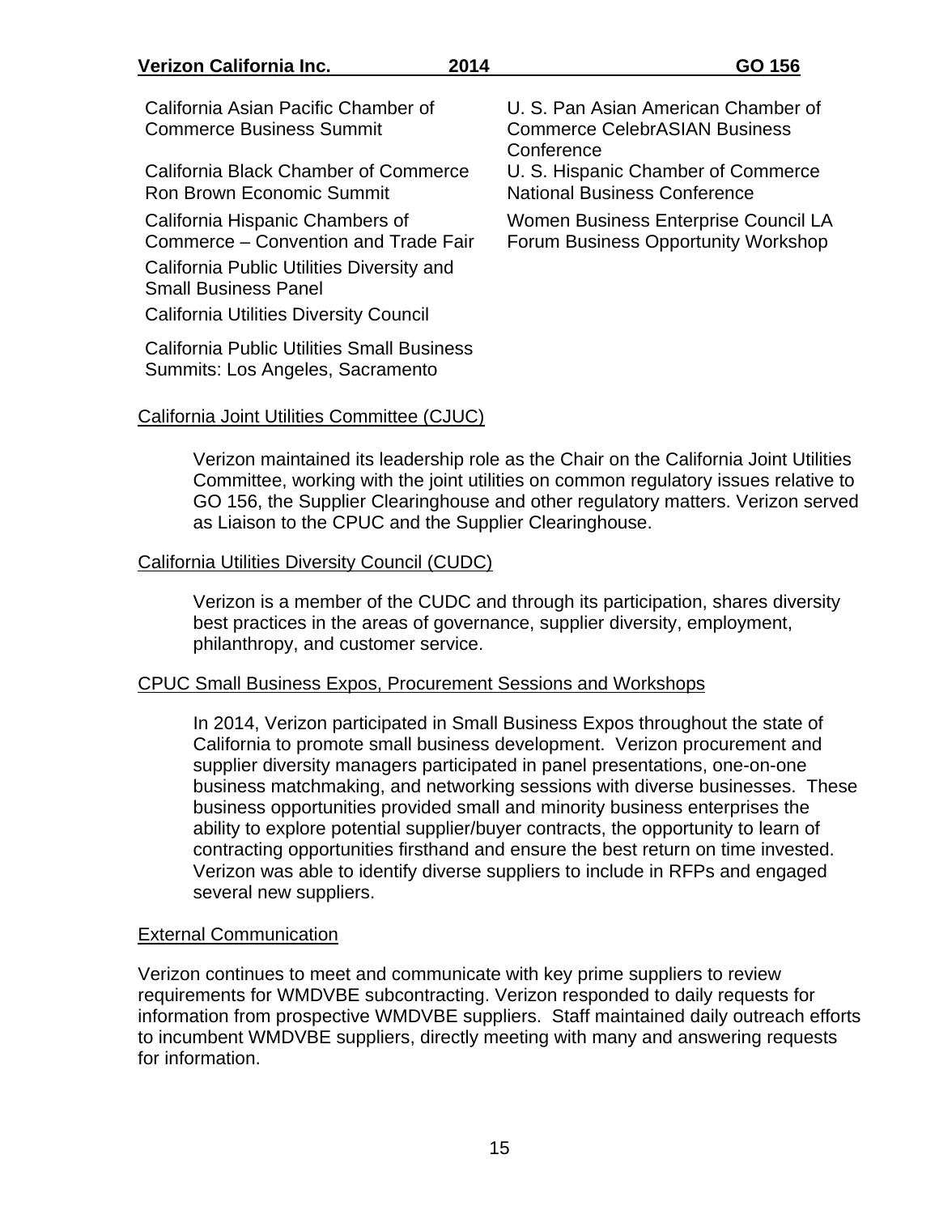- California Asian Pacific Chamber of Commerce Business Summit
- California Black Chamber of Commerce Ron Brown Economic Summit
- California Hispanic Chambers of Commerce – Convention and Trade Fair
- California Public Utilities Diversity and Small Business Panel
- California Utilities Diversity Council
- California Public Utilities Small Business Summits: Los Angeles, Sacramento
- U. S. Pan Asian American Chamber of Commerce CelebrASIAN Business Conference
- U. S. Hispanic Chamber of Commerce National Business Conference
- Women Business Enterprise Council LA Forum Business Opportunity Workshop

California Joint Utilities Committee (CJUC)

Verizon maintained its leadership role as the Chair on the California Joint Utilities Committee, working with the joint utilities on common regulatory issues relative to GO 156, the Supplier Clearinghouse and other regulatory matters. Verizon served as Liaison to the CPUC and the Supplier Clearinghouse.

California Utilities Diversity Council (CUDC)

Verizon is a member of the CUDC and through its participation, shares diversity best practices in the areas of governance, supplier diversity, employment, philanthropy, and customer service.

CPUC Small Business Expos, Procurement Sessions and Workshops

In 2014, Verizon participated in Small Business Expos throughout the state of California to promote small business development. Verizon procurement and supplier diversity managers participated in panel presentations, one-on-one business matchmaking, and networking sessions with diverse businesses. These business opportunities provided small and minority business enterprises the ability to explore potential supplier/buyer contracts, the opportunity to learn of contracting opportunities firsthand and ensure the best return on time invested. Verizon was able to identify diverse suppliers to include in RFPs and engaged several new suppliers.

External Communication

Verizon continues to meet and communicate with key prime suppliers to review requirements for WMDVBE subcontracting. Verizon responded to daily requests for information from prospective WMDVBE suppliers. Staff maintained daily outreach efforts to incumbent WMDVBE suppliers, directly meeting with many and answering requests for information.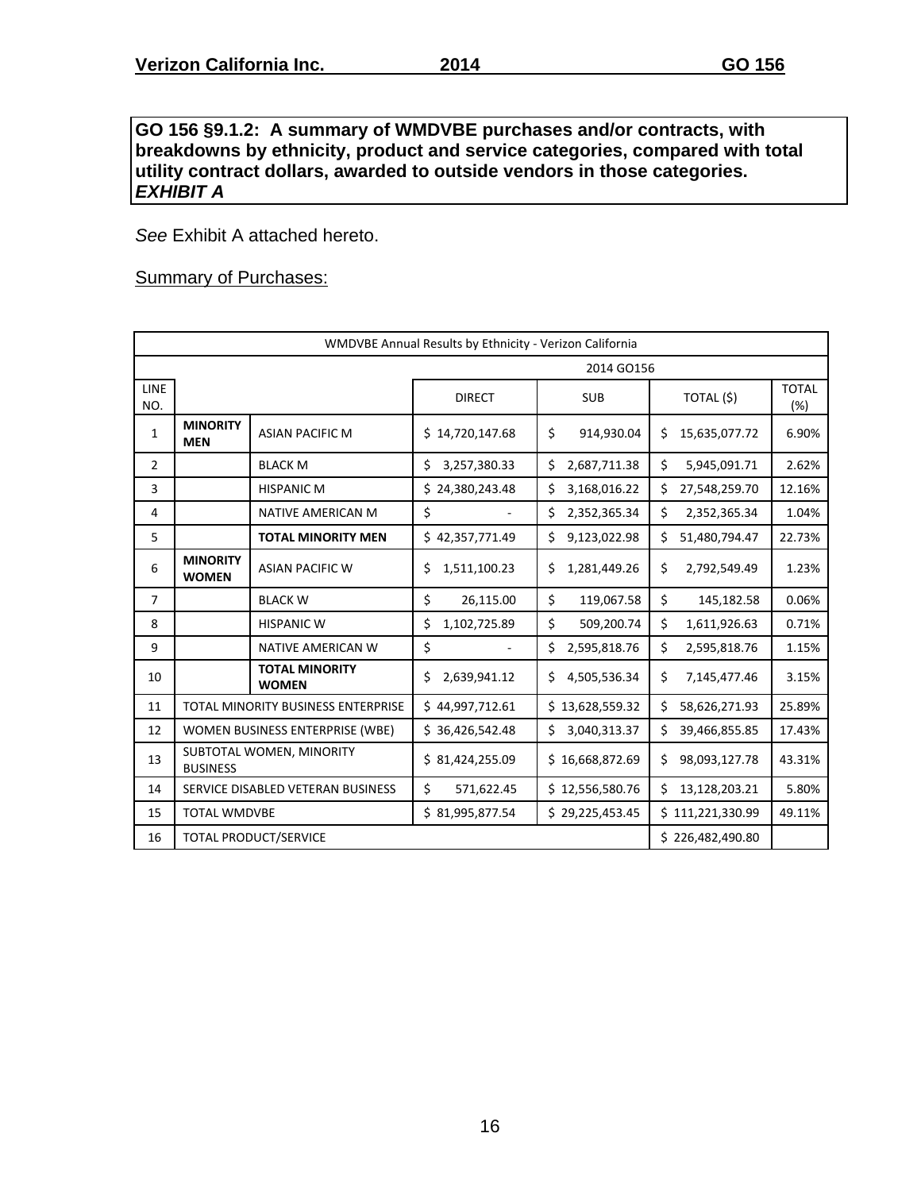**GO 156 §9.1.2: A summary of WMDVBE purchases and/or contracts, with breakdowns by ethnicity, product and service categories, compared with total utility contract dollars, awarded to outside vendors in those categories.**
***EXHIBIT A***

*See* Exhibit A attached hereto.

Summary of Purchases:

| WMDVBE Annual Results by Ethnicity - Verizon California | | | | | | |
|---|---|---|---|---|---|---|
| | | | 2014 GO156 | | | |
| LINE NO. | | | DIRECT | SUB | TOTAL ($) | TOTAL (%) |
| 1 | **MINORITY MEN** | ASIAN PACIFIC M | $ 14,720,147.68 | $ 914,930.04 | $ 15,635,077.72 | 6.90% |
| 2 | | BLACK M | $ 3,257,380.33 | $ 2,687,711.38 | $ 5,945,091.71 | 2.62% |
| 3 | | HISPANIC M | $ 24,380,243.48 | $ 3,168,016.22 | $ 27,548,259.70 | 12.16% |
| 4 | | NATIVE AMERICAN M | $ - | $ 2,352,365.34 | $ 2,352,365.34 | 1.04% |
| 5 | | **TOTAL MINORITY MEN** | $ 42,357,771.49 | $ 9,123,022.98 | $ 51,480,794.47 | 22.73% |
| 6 | **MINORITY WOMEN** | ASIAN PACIFIC W | $ 1,511,100.23 | $ 1,281,449.26 | $ 2,792,549.49 | 1.23% |
| 7 | | BLACK W | $ 26,115.00 | $ 119,067.58 | $ 145,182.58 | 0.06% |
| 8 | | HISPANIC W | $ 1,102,725.89 | $ 509,200.74 | $ 1,611,926.63 | 0.71% |
| 9 | | NATIVE AMERICAN W | $ - | $ 2,595,818.76 | $ 2,595,818.76 | 1.15% |
| 10 | | **TOTAL MINORITY WOMEN** | $ 2,639,941.12 | $ 4,505,536.34 | $ 7,145,477.46 | 3.15% |
| 11 | TOTAL MINORITY BUSINESS ENTERPRISE | | $ 44,997,712.61 | $ 13,628,559.32 | $ 58,626,271.93 | 25.89% |
| 12 | WOMEN BUSINESS ENTERPRISE (WBE) | | $ 36,426,542.48 | $ 3,040,313.37 | $ 39,466,855.85 | 17.43% |
| 13 | SUBTOTAL WOMEN, MINORITY BUSINESS | | $ 81,424,255.09 | $ 16,668,872.69 | $ 98,093,127.78 | 43.31% |
| 14 | SERVICE DISABLED VETERAN BUSINESS | | $ 571,622.45 | $ 12,556,580.76 | $ 13,128,203.21 | 5.80% |
| 15 | TOTAL WMDVBE | | $ 81,995,877.54 | $ 29,225,453.45 | $ 111,221,330.99 | 49.11% |
| 16 | TOTAL PRODUCT/SERVICE | | | | $ 226,482,490.80 | |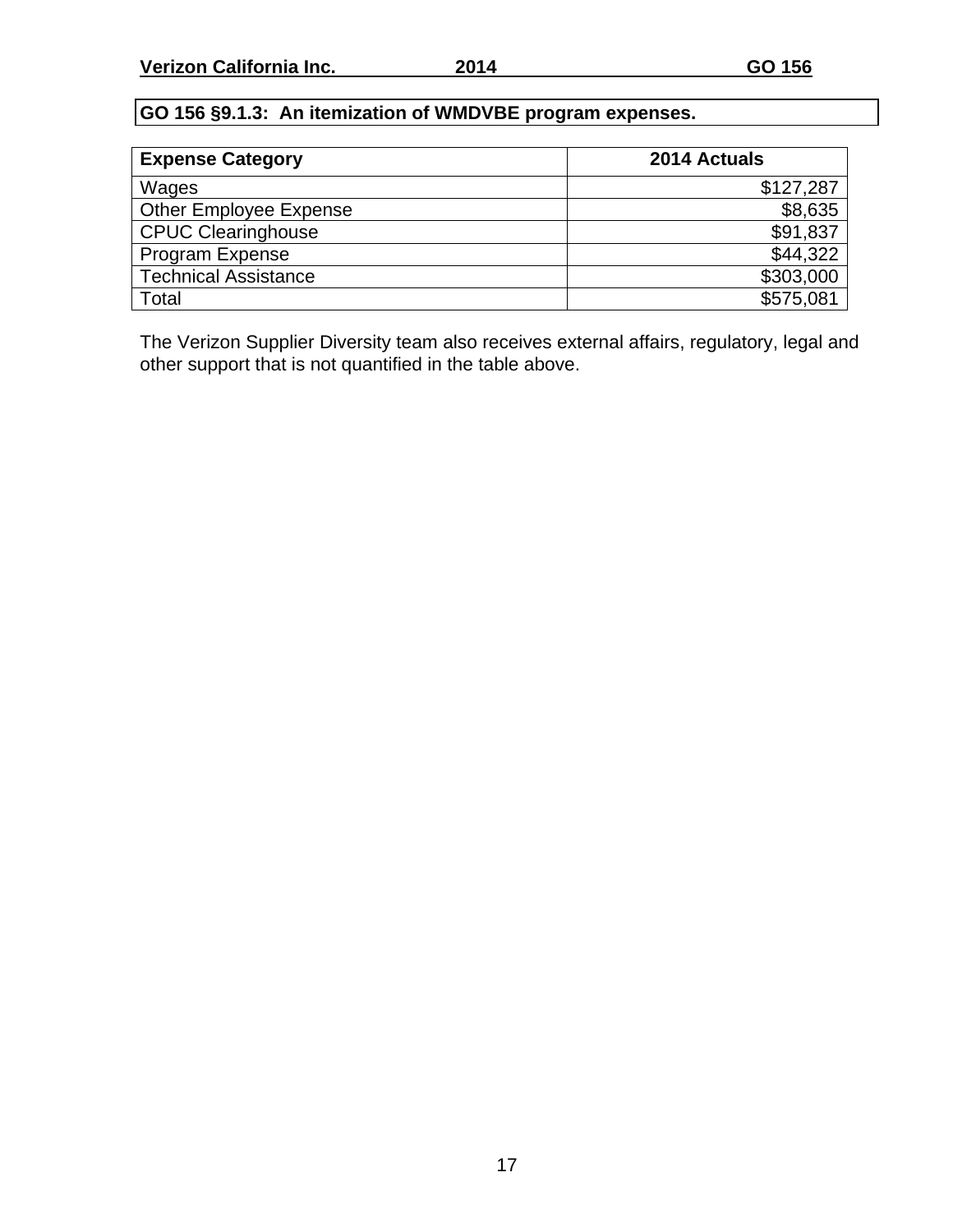**GO 156 §9.1.3: An itemization of WMDVBE program expenses.**

| Expense Category | 2014 Actuals |
|---|---:|
| Wages | $127,287 |
| Other Employee Expense | $8,635 |
| CPUC Clearinghouse | $91,837 |
| Program Expense | $44,322 |
| Technical Assistance | $303,000 |
| Total | $575,081 |

The Verizon Supplier Diversity team also receives external affairs, regulatory, legal and other support that is not quantified in the table above.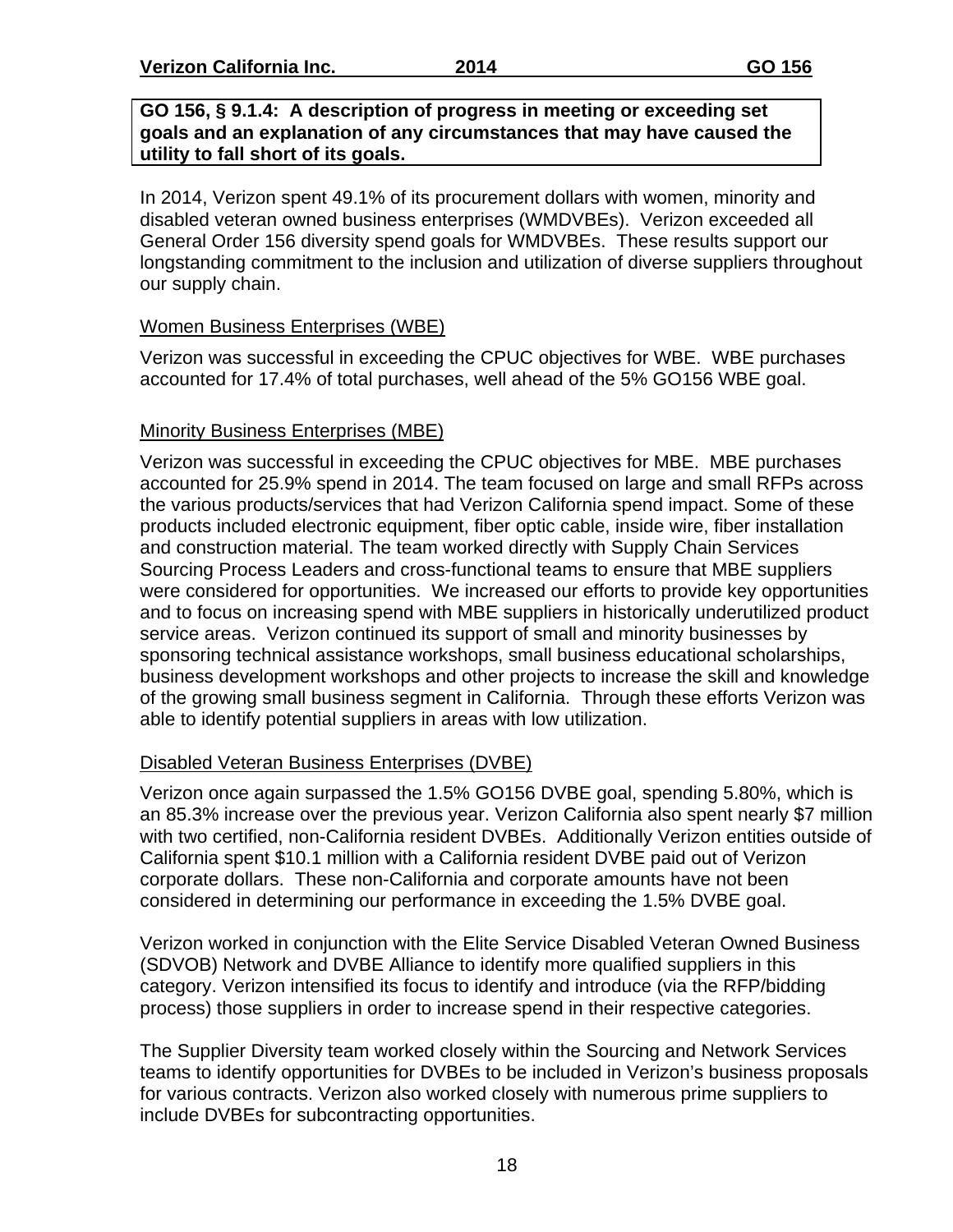**GO 156, § 9.1.4: A description of progress in meeting or exceeding set goals and an explanation of any circumstances that may have caused the utility to fall short of its goals.**

In 2014, Verizon spent 49.1% of its procurement dollars with women, minority and disabled veteran owned business enterprises (WMDVBEs). Verizon exceeded all General Order 156 diversity spend goals for WMDVBEs. These results support our longstanding commitment to the inclusion and utilization of diverse suppliers throughout our supply chain.

Women Business Enterprises (WBE)

Verizon was successful in exceeding the CPUC objectives for WBE. WBE purchases accounted for 17.4% of total purchases, well ahead of the 5% GO156 WBE goal.

Minority Business Enterprises (MBE)

Verizon was successful in exceeding the CPUC objectives for MBE. MBE purchases accounted for 25.9% spend in 2014. The team focused on large and small RFPs across the various products/services that had Verizon California spend impact. Some of these products included electronic equipment, fiber optic cable, inside wire, fiber installation and construction material. The team worked directly with Supply Chain Services Sourcing Process Leaders and cross-functional teams to ensure that MBE suppliers were considered for opportunities. We increased our efforts to provide key opportunities and to focus on increasing spend with MBE suppliers in historically underutilized product service areas. Verizon continued its support of small and minority businesses by sponsoring technical assistance workshops, small business educational scholarships, business development workshops and other projects to increase the skill and knowledge of the growing small business segment in California. Through these efforts Verizon was able to identify potential suppliers in areas with low utilization.

Disabled Veteran Business Enterprises (DVBE)

Verizon once again surpassed the 1.5% GO156 DVBE goal, spending 5.80%, which is an 85.3% increase over the previous year. Verizon California also spent nearly $7 million with two certified, non-California resident DVBEs. Additionally Verizon entities outside of California spent $10.1 million with a California resident DVBE paid out of Verizon corporate dollars. These non-California and corporate amounts have not been considered in determining our performance in exceeding the 1.5% DVBE goal.

Verizon worked in conjunction with the Elite Service Disabled Veteran Owned Business (SDVOB) Network and DVBE Alliance to identify more qualified suppliers in this category. Verizon intensified its focus to identify and introduce (via the RFP/bidding process) those suppliers in order to increase spend in their respective categories.

The Supplier Diversity team worked closely within the Sourcing and Network Services teams to identify opportunities for DVBEs to be included in Verizon's business proposals for various contracts. Verizon also worked closely with numerous prime suppliers to include DVBEs for subcontracting opportunities.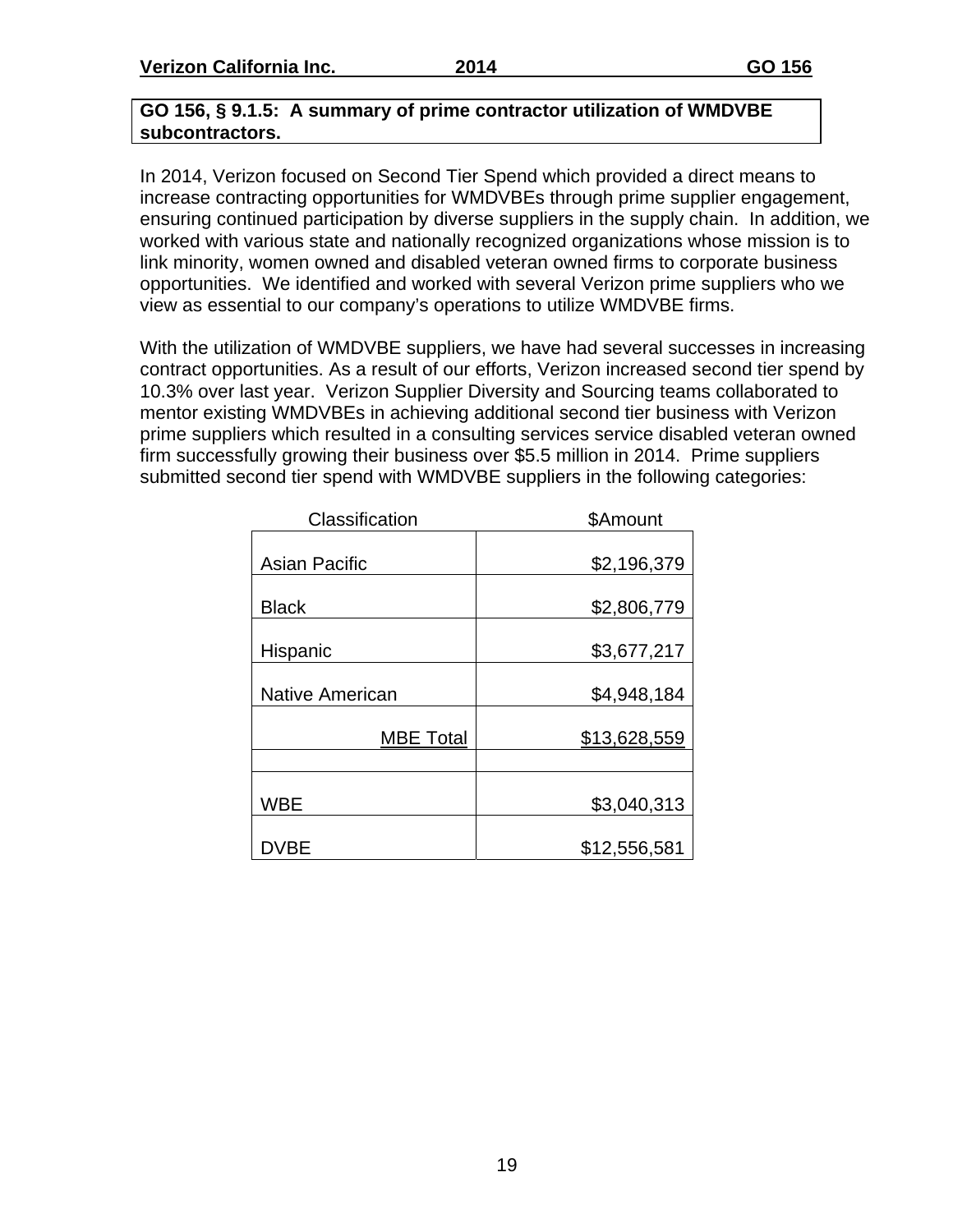**GO 156, § 9.1.5: A summary of prime contractor utilization of WMDVBE subcontractors.**

In 2014, Verizon focused on Second Tier Spend which provided a direct means to increase contracting opportunities for WMDVBEs through prime supplier engagement, ensuring continued participation by diverse suppliers in the supply chain. In addition, we worked with various state and nationally recognized organizations whose mission is to link minority, women owned and disabled veteran owned firms to corporate business opportunities. We identified and worked with several Verizon prime suppliers who we view as essential to our company's operations to utilize WMDVBE firms.

With the utilization of WMDVBE suppliers, we have had several successes in increasing contract opportunities. As a result of our efforts, Verizon increased second tier spend by 10.3% over last year. Verizon Supplier Diversity and Sourcing teams collaborated to mentor existing WMDVBEs in achieving additional second tier business with Verizon prime suppliers which resulted in a consulting services service disabled veteran owned firm successfully growing their business over $5.5 million in 2014. Prime suppliers submitted second tier spend with WMDVBE suppliers in the following categories:

| Classification | $Amount |
|---|---|
| Asian Pacific | $2,196,379 |
| Black | $2,806,779 |
| Hispanic | $3,677,217 |
| Native American | $4,948,184 |
| MBE Total | $13,628,559 |
| | |
| WBE | $3,040,313 |
| DVBE | $12,556,581 |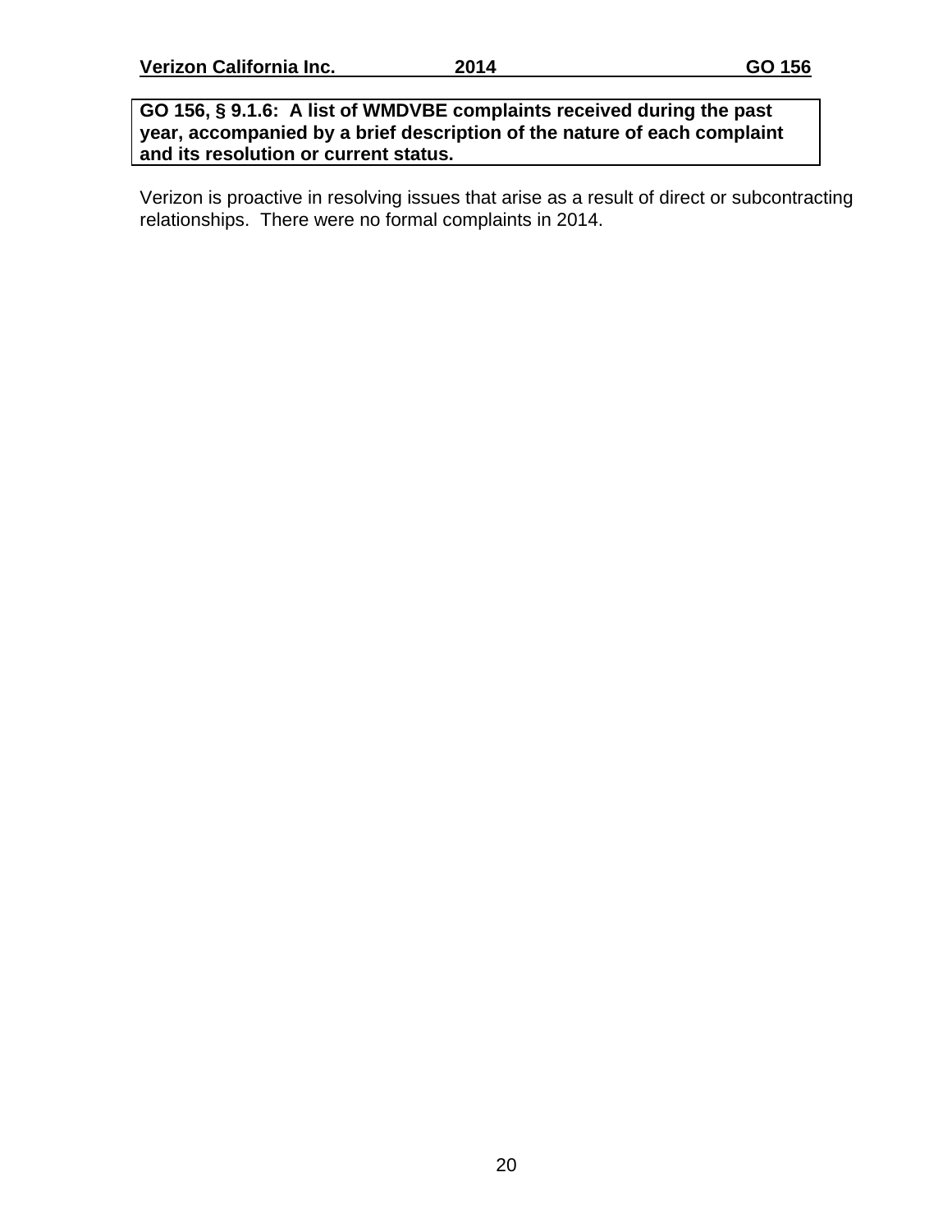**GO 156, § 9.1.6: A list of WMDVBE complaints received during the past year, accompanied by a brief description of the nature of each complaint and its resolution or current status.**

Verizon is proactive in resolving issues that arise as a result of direct or subcontracting relationships. There were no formal complaints in 2014.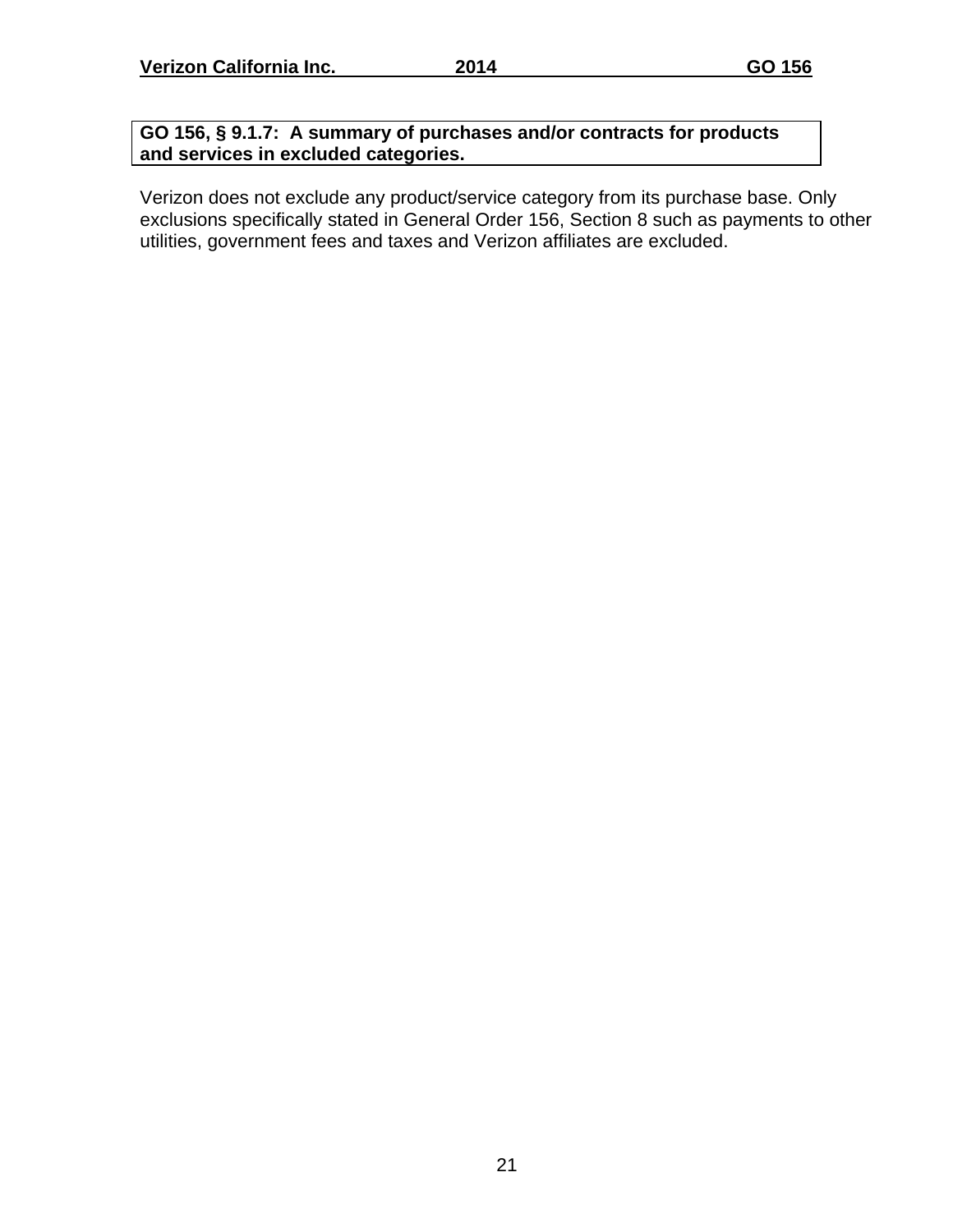**GO 156, § 9.1.7: A summary of purchases and/or contracts for products and services in excluded categories.**

Verizon does not exclude any product/service category from its purchase base. Only exclusions specifically stated in General Order 156, Section 8 such as payments to other utilities, government fees and taxes and Verizon affiliates are excluded.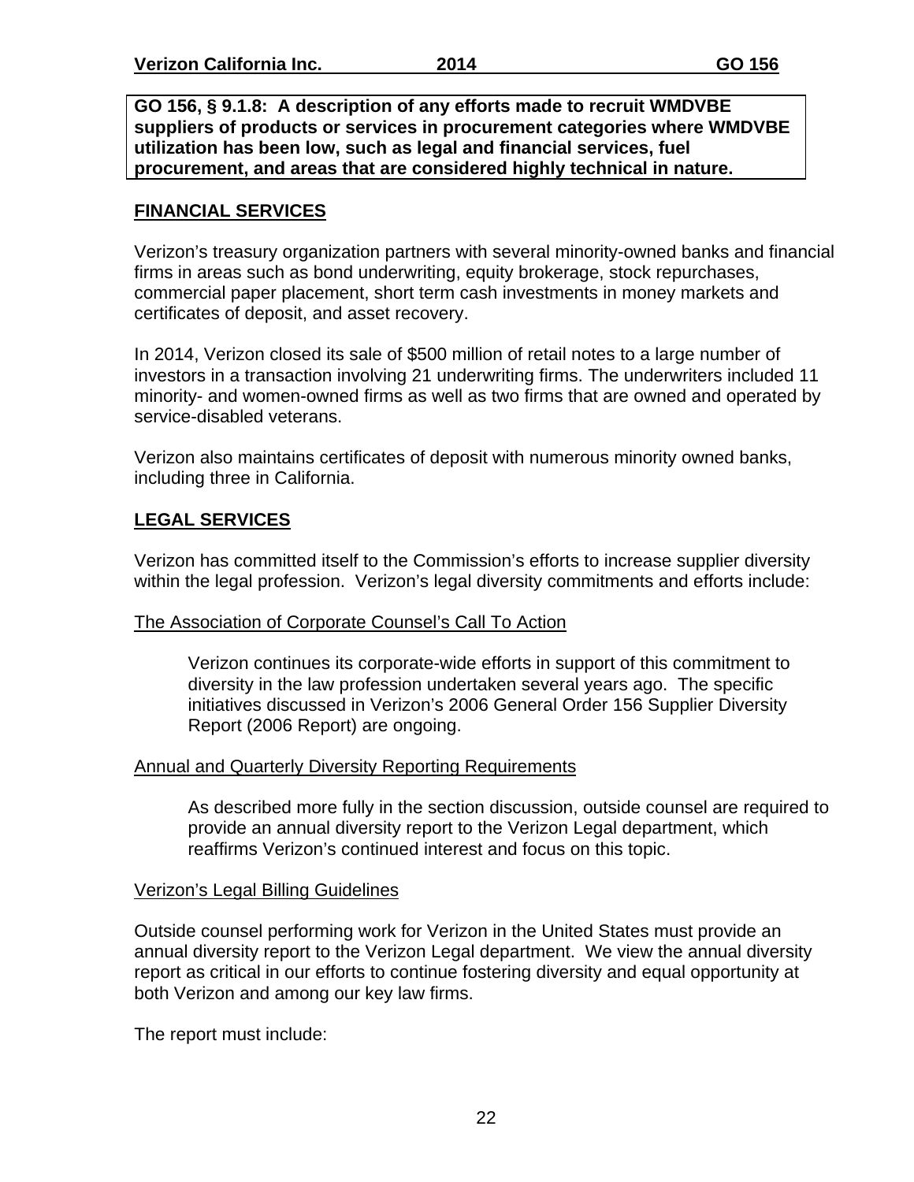**GO 156, § 9.1.8: A description of any efforts made to recruit WMDVBE suppliers of products or services in procurement categories where WMDVBE utilization has been low, such as legal and financial services, fuel procurement, and areas that are considered highly technical in nature.**

## FINANCIAL SERVICES

Verizon's treasury organization partners with several minority-owned banks and financial firms in areas such as bond underwriting, equity brokerage, stock repurchases, commercial paper placement, short term cash investments in money markets and certificates of deposit, and asset recovery.

In 2014, Verizon closed its sale of $500 million of retail notes to a large number of investors in a transaction involving 21 underwriting firms. The underwriters included 11 minority- and women-owned firms as well as two firms that are owned and operated by service-disabled veterans.

Verizon also maintains certificates of deposit with numerous minority owned banks, including three in California.

## LEGAL SERVICES

Verizon has committed itself to the Commission's efforts to increase supplier diversity within the legal profession. Verizon's legal diversity commitments and efforts include:

The Association of Corporate Counsel's Call To Action

> Verizon continues its corporate-wide efforts in support of this commitment to diversity in the law profession undertaken several years ago. The specific initiatives discussed in Verizon's 2006 General Order 156 Supplier Diversity Report (2006 Report) are ongoing.

Annual and Quarterly Diversity Reporting Requirements

> As described more fully in the section discussion, outside counsel are required to provide an annual diversity report to the Verizon Legal department, which reaffirms Verizon's continued interest and focus on this topic.

Verizon's Legal Billing Guidelines

Outside counsel performing work for Verizon in the United States must provide an annual diversity report to the Verizon Legal department. We view the annual diversity report as critical in our efforts to continue fostering diversity and equal opportunity at both Verizon and among our key law firms.

The report must include: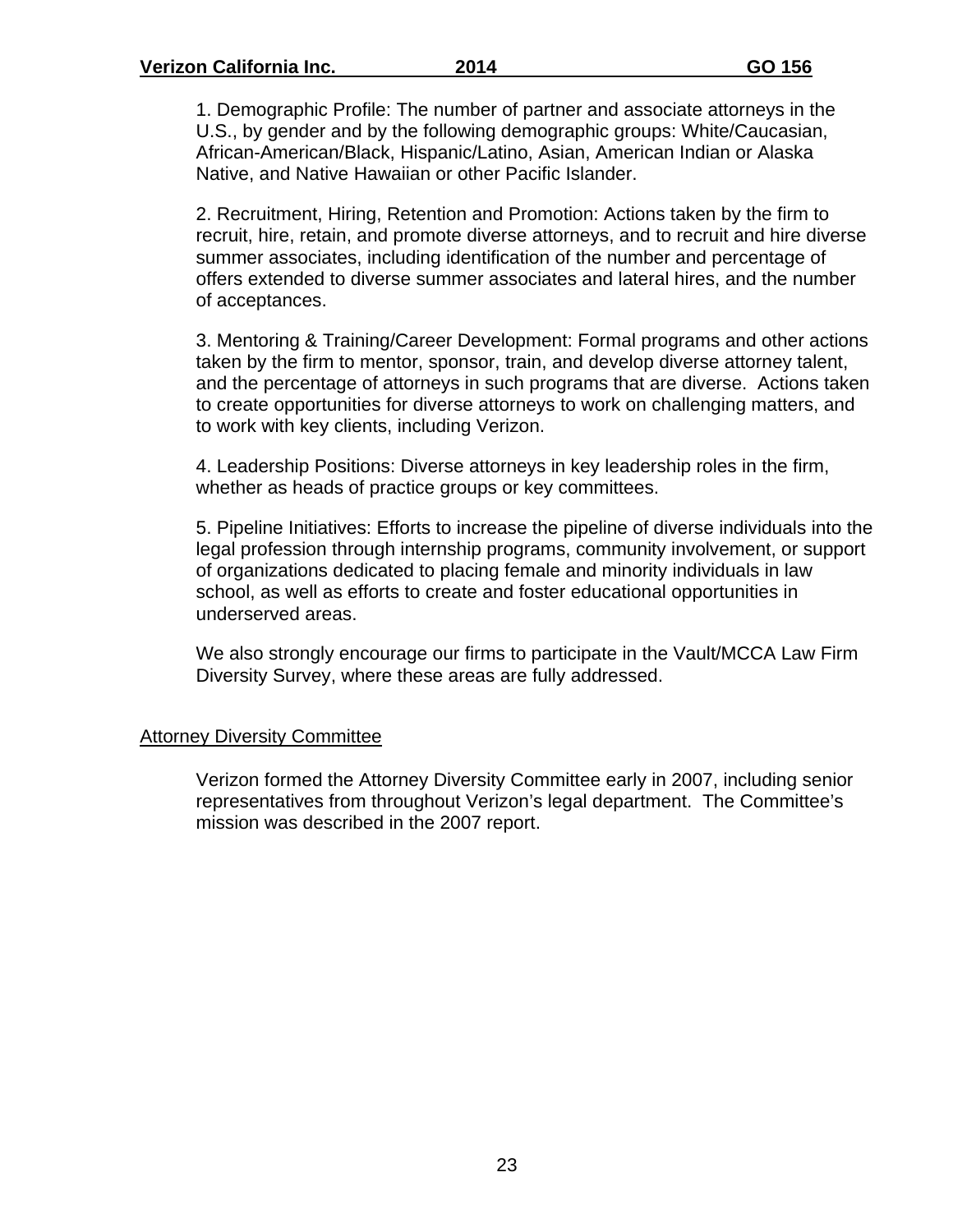1. Demographic Profile: The number of partner and associate attorneys in the U.S., by gender and by the following demographic groups: White/Caucasian, African-American/Black, Hispanic/Latino, Asian, American Indian or Alaska Native, and Native Hawaiian or other Pacific Islander.

2. Recruitment, Hiring, Retention and Promotion: Actions taken by the firm to recruit, hire, retain, and promote diverse attorneys, and to recruit and hire diverse summer associates, including identification of the number and percentage of offers extended to diverse summer associates and lateral hires, and the number of acceptances.

3. Mentoring & Training/Career Development: Formal programs and other actions taken by the firm to mentor, sponsor, train, and develop diverse attorney talent, and the percentage of attorneys in such programs that are diverse. Actions taken to create opportunities for diverse attorneys to work on challenging matters, and to work with key clients, including Verizon.

4. Leadership Positions: Diverse attorneys in key leadership roles in the firm, whether as heads of practice groups or key committees.

5. Pipeline Initiatives: Efforts to increase the pipeline of diverse individuals into the legal profession through internship programs, community involvement, or support of organizations dedicated to placing female and minority individuals in law school, as well as efforts to create and foster educational opportunities in underserved areas.

We also strongly encourage our firms to participate in the Vault/MCCA Law Firm Diversity Survey, where these areas are fully addressed.

Attorney Diversity Committee

Verizon formed the Attorney Diversity Committee early in 2007, including senior representatives from throughout Verizon's legal department. The Committee's mission was described in the 2007 report.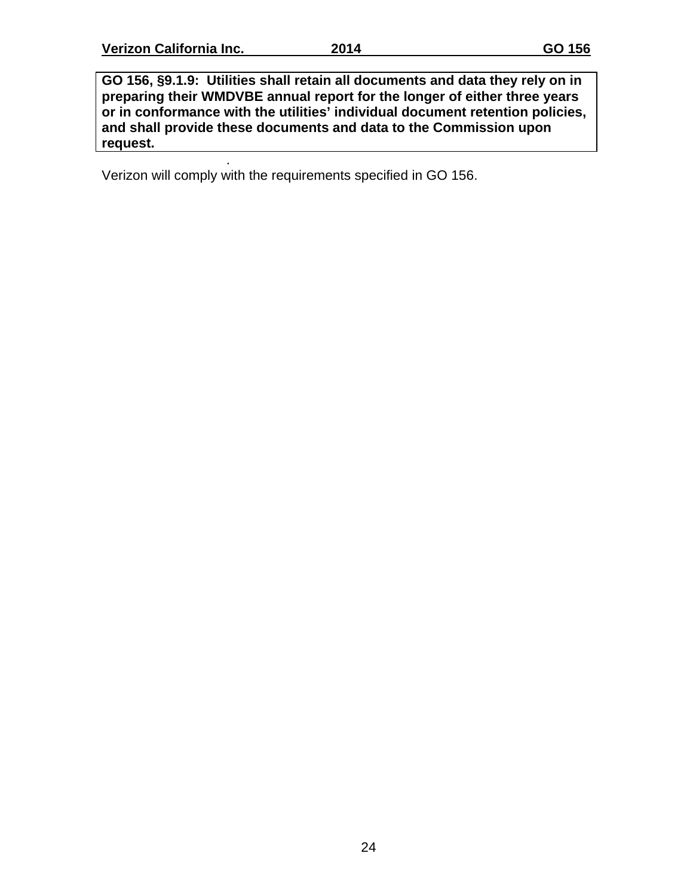**GO 156, §9.1.9: Utilities shall retain all documents and data they rely on in preparing their WMDVBE annual report for the longer of either three years or in conformance with the utilities' individual document retention policies, and shall provide these documents and data to the Commission upon request.**

Verizon will comply with the requirements specified in GO 156.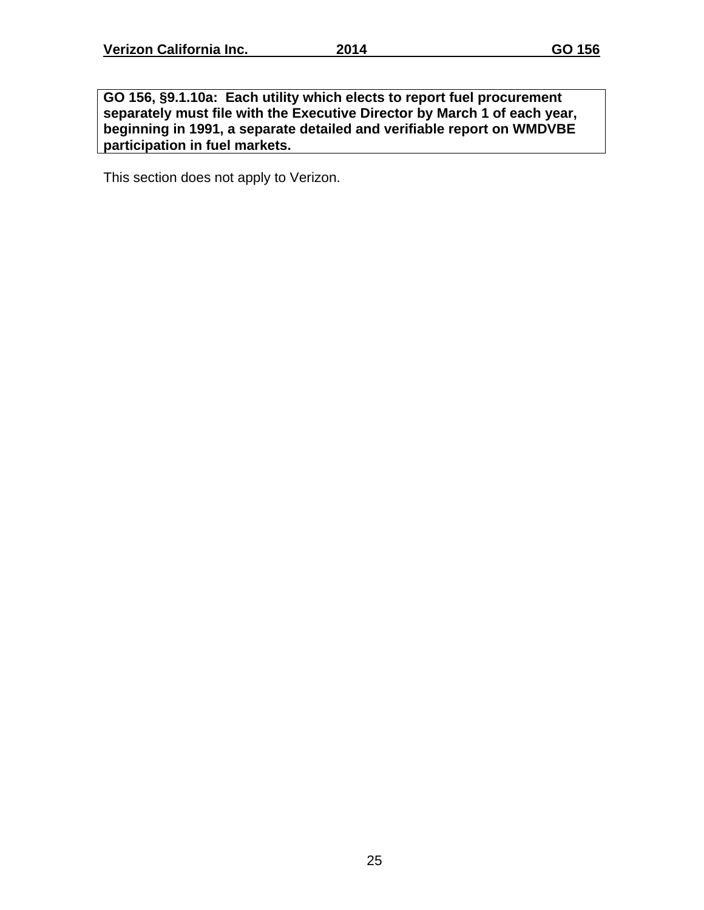**GO 156, §9.1.10a: Each utility which elects to report fuel procurement separately must file with the Executive Director by March 1 of each year, beginning in 1991, a separate detailed and verifiable report on WMDVBE participation in fuel markets.**

This section does not apply to Verizon.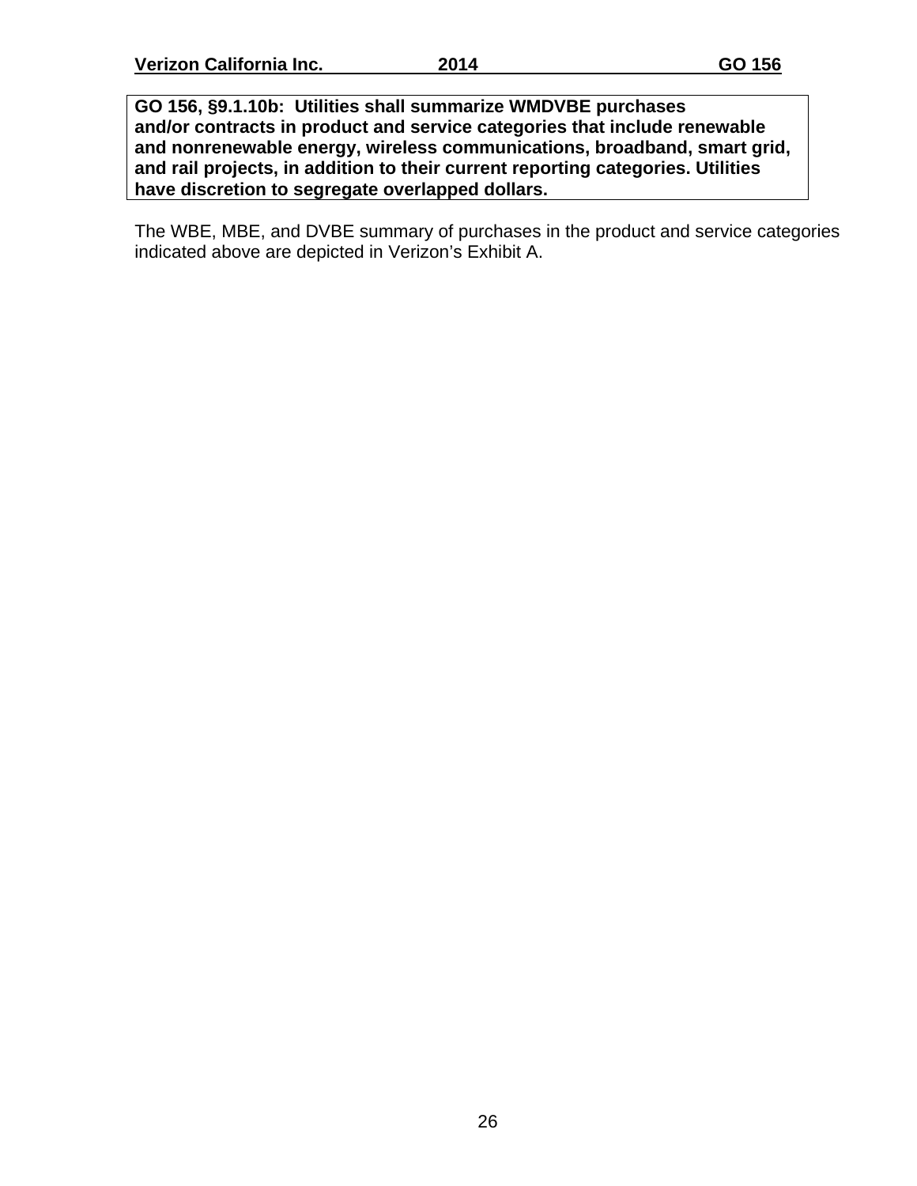**GO 156, §9.1.10b: Utilities shall summarize WMDVBE purchases and/or contracts in product and service categories that include renewable and nonrenewable energy, wireless communications, broadband, smart grid, and rail projects, in addition to their current reporting categories. Utilities have discretion to segregate overlapped dollars.**

The WBE, MBE, and DVBE summary of purchases in the product and service categories indicated above are depicted in Verizon's Exhibit A.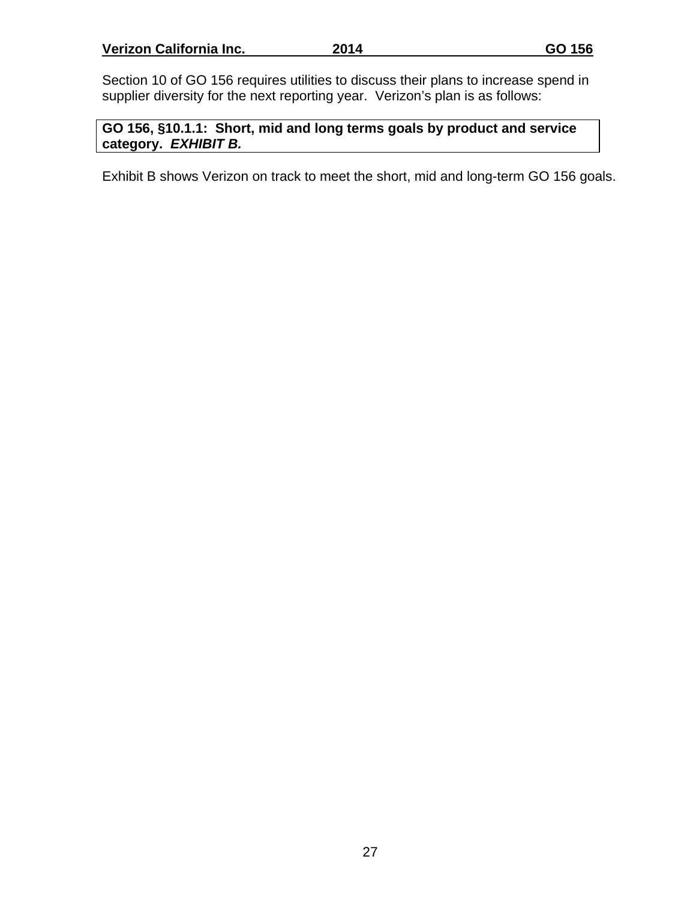Section 10 of GO 156 requires utilities to discuss their plans to increase spend in supplier diversity for the next reporting year. Verizon's plan is as follows:

**GO 156, §10.1.1: Short, mid and long terms goals by product and service category.** ***EXHIBIT B.***

Exhibit B shows Verizon on track to meet the short, mid and long-term GO 156 goals.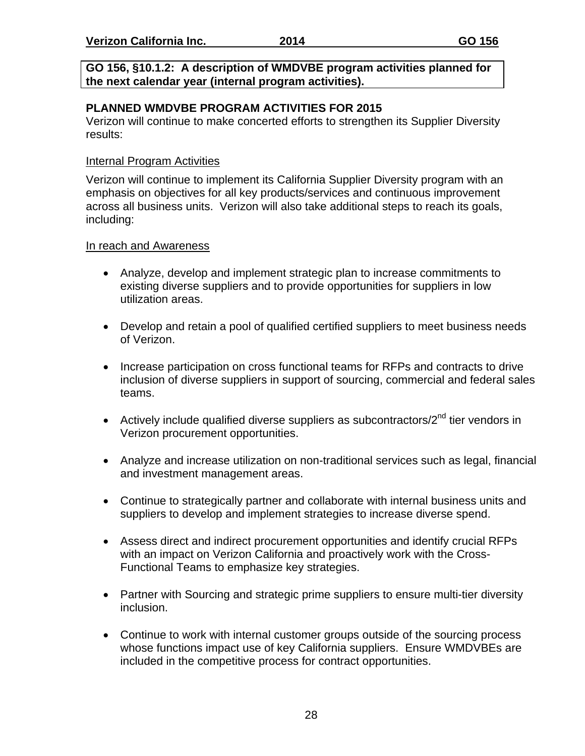**GO 156, §10.1.2: A description of WMDVBE program activities planned for the next calendar year (internal program activities).**

**PLANNED WMDVBE PROGRAM ACTIVITIES FOR 2015**

Verizon will continue to make concerted efforts to strengthen its Supplier Diversity results:

Internal Program Activities

Verizon will continue to implement its California Supplier Diversity program with an emphasis on objectives for all key products/services and continuous improvement across all business units. Verizon will also take additional steps to reach its goals, including:

In reach and Awareness

- Analyze, develop and implement strategic plan to increase commitments to existing diverse suppliers and to provide opportunities for suppliers in low utilization areas.
- Develop and retain a pool of qualified certified suppliers to meet business needs of Verizon.
- Increase participation on cross functional teams for RFPs and contracts to drive inclusion of diverse suppliers in support of sourcing, commercial and federal sales teams.
- Actively include qualified diverse suppliers as subcontractors/2nd tier vendors in Verizon procurement opportunities.
- Analyze and increase utilization on non-traditional services such as legal, financial and investment management areas.
- Continue to strategically partner and collaborate with internal business units and suppliers to develop and implement strategies to increase diverse spend.
- Assess direct and indirect procurement opportunities and identify crucial RFPs with an impact on Verizon California and proactively work with the Cross-Functional Teams to emphasize key strategies.
- Partner with Sourcing and strategic prime suppliers to ensure multi-tier diversity inclusion.
- Continue to work with internal customer groups outside of the sourcing process whose functions impact use of key California suppliers. Ensure WMDVBEs are included in the competitive process for contract opportunities.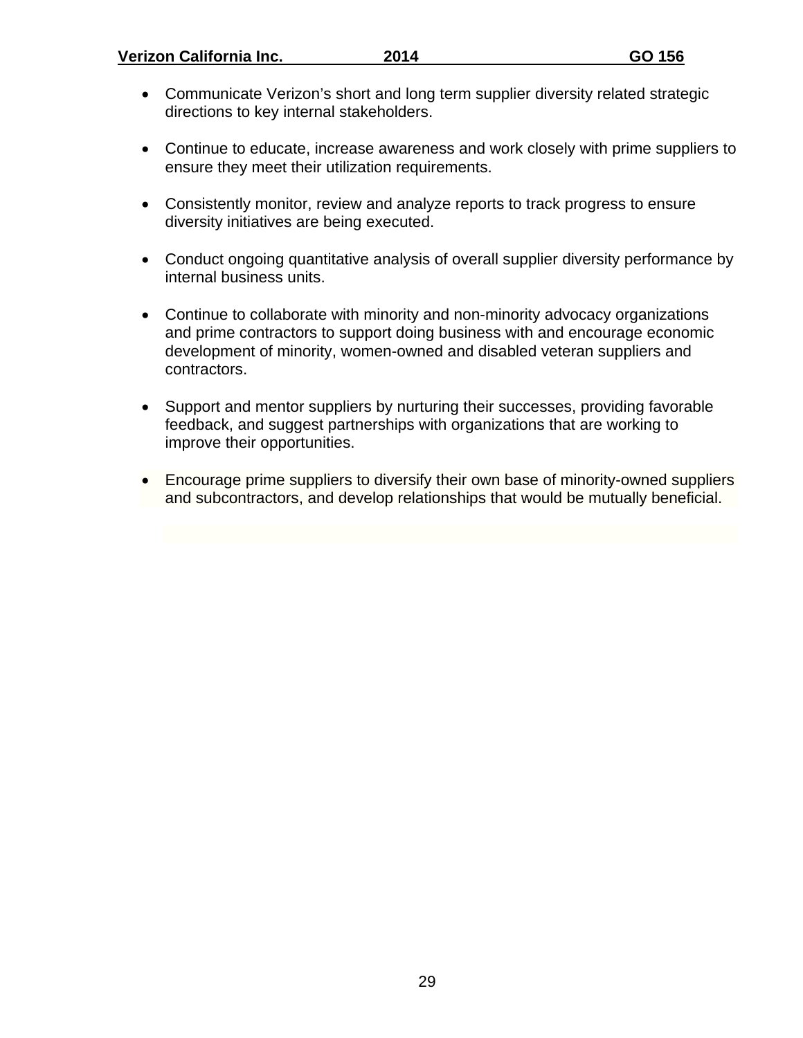- Communicate Verizon's short and long term supplier diversity related strategic directions to key internal stakeholders.

- Continue to educate, increase awareness and work closely with prime suppliers to ensure they meet their utilization requirements.

- Consistently monitor, review and analyze reports to track progress to ensure diversity initiatives are being executed.

- Conduct ongoing quantitative analysis of overall supplier diversity performance by internal business units.

- Continue to collaborate with minority and non-minority advocacy organizations and prime contractors to support doing business with and encourage economic development of minority, women-owned and disabled veteran suppliers and contractors.

- Support and mentor suppliers by nurturing their successes, providing favorable feedback, and suggest partnerships with organizations that are working to improve their opportunities.

- Encourage prime suppliers to diversify their own base of minority-owned suppliers and subcontractors, and develop relationships that would be mutually beneficial.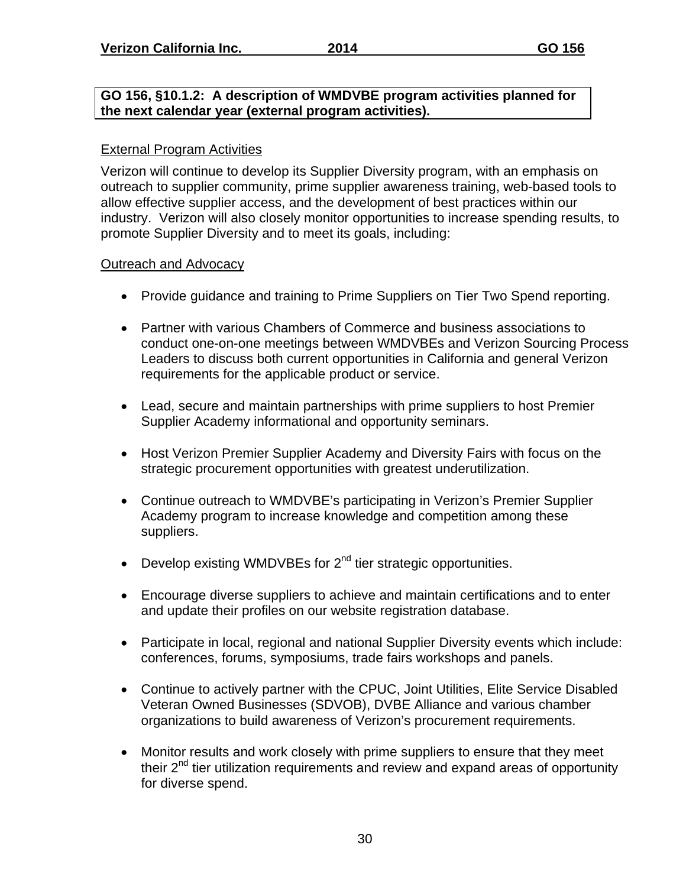**GO 156, §10.1.2: A description of WMDVBE program activities planned for the next calendar year (external program activities).**

External Program Activities

Verizon will continue to develop its Supplier Diversity program, with an emphasis on outreach to supplier community, prime supplier awareness training, web-based tools to allow effective supplier access, and the development of best practices within our industry. Verizon will also closely monitor opportunities to increase spending results, to promote Supplier Diversity and to meet its goals, including:

Outreach and Advocacy

- Provide guidance and training to Prime Suppliers on Tier Two Spend reporting.
- Partner with various Chambers of Commerce and business associations to conduct one-on-one meetings between WMDVBEs and Verizon Sourcing Process Leaders to discuss both current opportunities in California and general Verizon requirements for the applicable product or service.
- Lead, secure and maintain partnerships with prime suppliers to host Premier Supplier Academy informational and opportunity seminars.
- Host Verizon Premier Supplier Academy and Diversity Fairs with focus on the strategic procurement opportunities with greatest underutilization.
- Continue outreach to WMDVBE's participating in Verizon's Premier Supplier Academy program to increase knowledge and competition among these suppliers.
- Develop existing WMDVBEs for 2nd tier strategic opportunities.
- Encourage diverse suppliers to achieve and maintain certifications and to enter and update their profiles on our website registration database.
- Participate in local, regional and national Supplier Diversity events which include: conferences, forums, symposiums, trade fairs workshops and panels.
- Continue to actively partner with the CPUC, Joint Utilities, Elite Service Disabled Veteran Owned Businesses (SDVOB), DVBE Alliance and various chamber organizations to build awareness of Verizon's procurement requirements.
- Monitor results and work closely with prime suppliers to ensure that they meet their 2nd tier utilization requirements and review and expand areas of opportunity for diverse spend.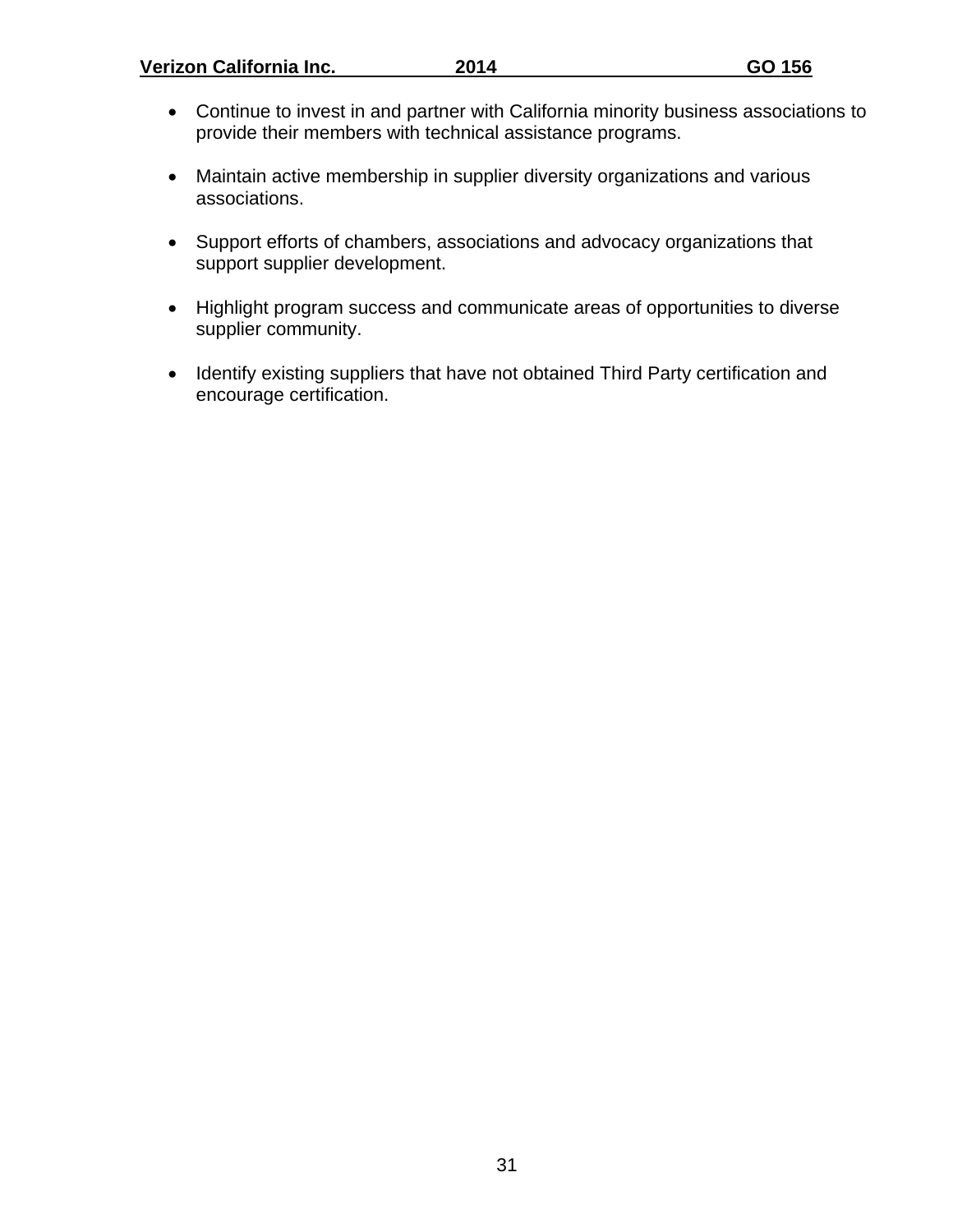- Continue to invest in and partner with California minority business associations to provide their members with technical assistance programs.

- Maintain active membership in supplier diversity organizations and various associations.

- Support efforts of chambers, associations and advocacy organizations that support supplier development.

- Highlight program success and communicate areas of opportunities to diverse supplier community.

- Identify existing suppliers that have not obtained Third Party certification and encourage certification.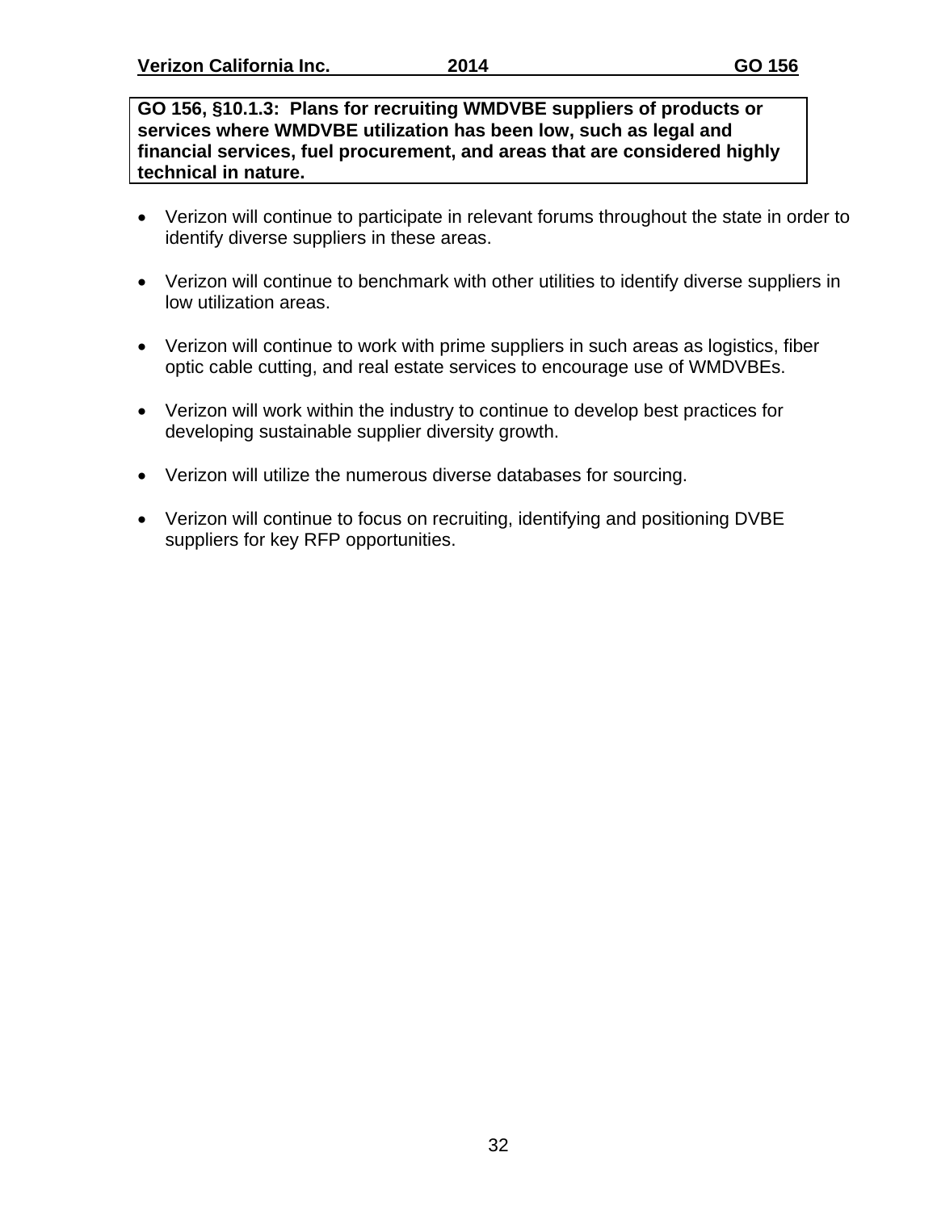**GO 156, §10.1.3: Plans for recruiting WMDVBE suppliers of products or services where WMDVBE utilization has been low, such as legal and financial services, fuel procurement, and areas that are considered highly technical in nature.**

- Verizon will continue to participate in relevant forums throughout the state in order to identify diverse suppliers in these areas.
- Verizon will continue to benchmark with other utilities to identify diverse suppliers in low utilization areas.
- Verizon will continue to work with prime suppliers in such areas as logistics, fiber optic cable cutting, and real estate services to encourage use of WMDVBEs.
- Verizon will work within the industry to continue to develop best practices for developing sustainable supplier diversity growth.
- Verizon will utilize the numerous diverse databases for sourcing.
- Verizon will continue to focus on recruiting, identifying and positioning DVBE suppliers for key RFP opportunities.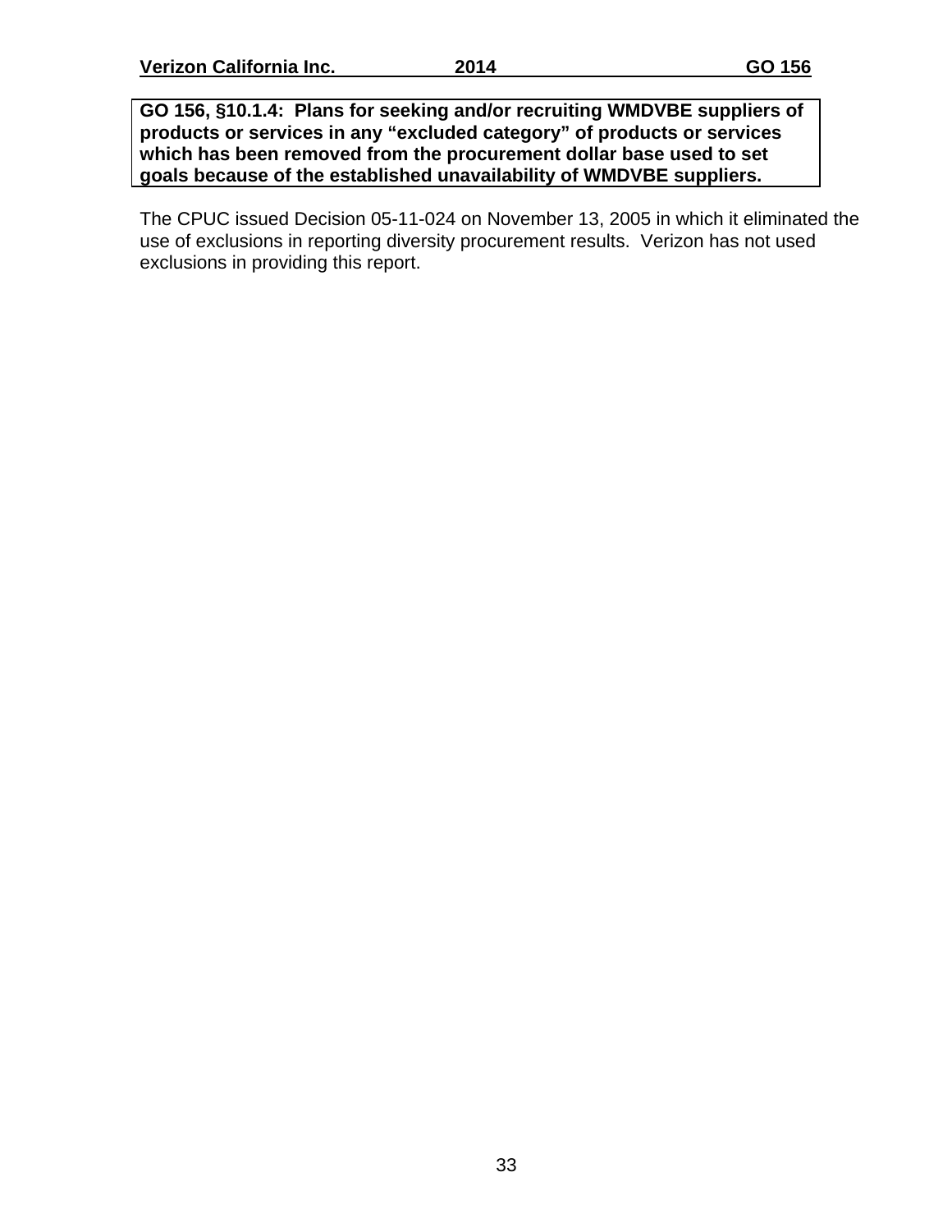**GO 156, §10.1.4: Plans for seeking and/or recruiting WMDVBE suppliers of products or services in any "excluded category" of products or services which has been removed from the procurement dollar base used to set goals because of the established unavailability of WMDVBE suppliers.**

The CPUC issued Decision 05-11-024 on November 13, 2005 in which it eliminated the use of exclusions in reporting diversity procurement results. Verizon has not used exclusions in providing this report.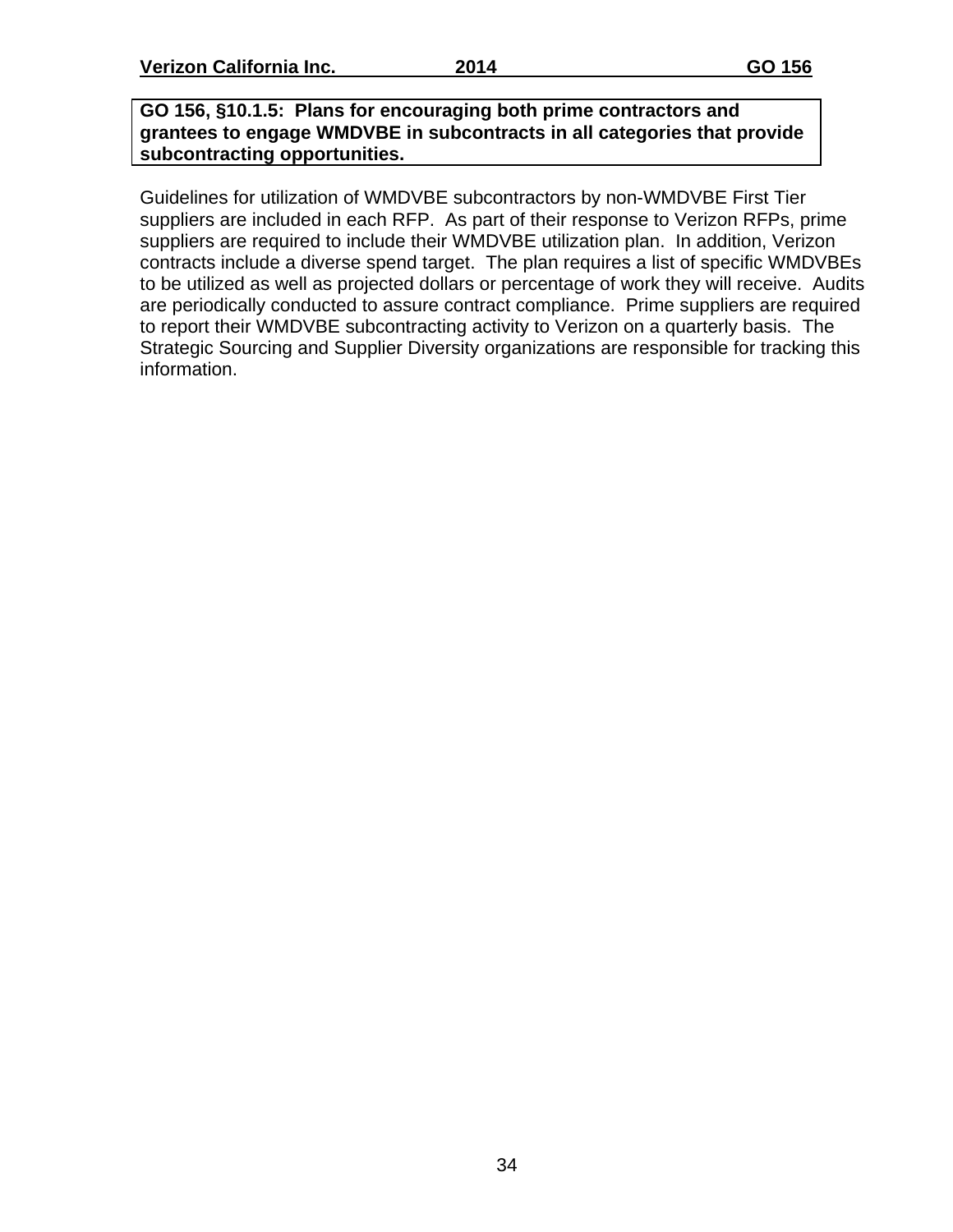**GO 156, §10.1.5: Plans for encouraging both prime contractors and grantees to engage WMDVBE in subcontracts in all categories that provide subcontracting opportunities.**

Guidelines for utilization of WMDVBE subcontractors by non-WMDVBE First Tier suppliers are included in each RFP. As part of their response to Verizon RFPs, prime suppliers are required to include their WMDVBE utilization plan. In addition, Verizon contracts include a diverse spend target. The plan requires a list of specific WMDVBEs to be utilized as well as projected dollars or percentage of work they will receive. Audits are periodically conducted to assure contract compliance. Prime suppliers are required to report their WMDVBE subcontracting activity to Verizon on a quarterly basis. The Strategic Sourcing and Supplier Diversity organizations are responsible for tracking this information.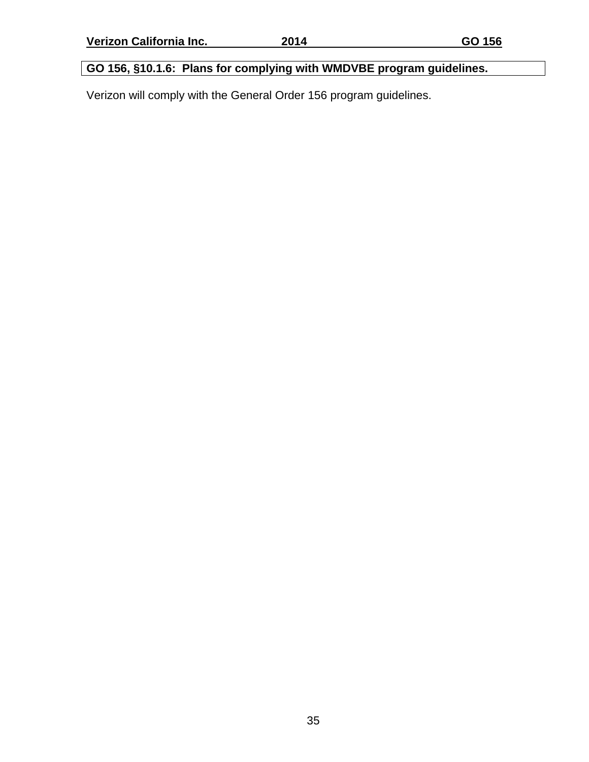## GO 156, §10.1.6: Plans for complying with WMDVBE program guidelines.

Verizon will comply with the General Order 156 program guidelines.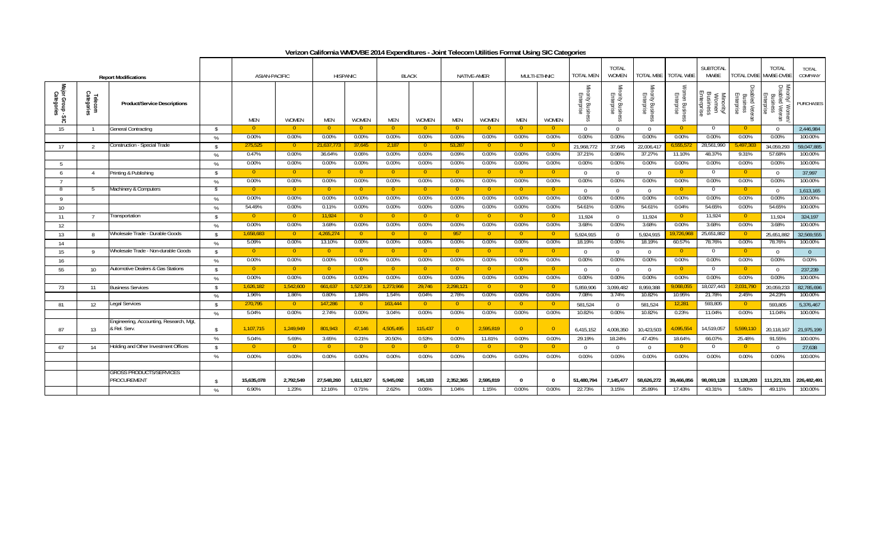# Verizon California WMDVBE 2014 Expenditures - Joint Telecom Utilities Format Using SIC Categories

| Report Modifications | | | | ASIAN-PACIFIC | | HISPANIC | | BLACK | | NATIVE-AMER | | MULTI-ETHNIC | | TOTAL MEN | TOTAL WOMEN | TOTAL MBE | TOTAL WBE | SUBTOTAL MWBE | TOTAL DVBE | TOTAL MWBE-DVBE | TOTAL COMPANY |
|---|---|---|---|---|---|---|---|---|---|---|---|---|---|---|---|---|---|---|---|---|---|
| Major Group - SIC Categories | Telecom Categories | Product/Service Descriptions | | MEN | WOMEN | MEN | WOMEN | MEN | WOMEN | MEN | WOMEN | MEN | WOMEN | Minority Business Enterprise | Minority Business Enterprise | Minority Business Enterprise | Women Business Enterprise | Minority/ Women Business Enterprise | Disabled Veteran Business Enterprise | Minority/ Women/ Disabled Veteran Business Enterprise | PURCHASES |
| 15 | 1 | General Contracting | $ | 0 | 0 | 0 | 0 | 0 | 0 | 0 | 0 | 0 | 0 | 0 | 0 | 0 | 0 | 0 | 0 | 0 | 2,446,984 |
| | | | % | 0.00% | 0.00% | 0.00% | 0.00% | 0.00% | 0.00% | 0.00% | 0.00% | 0.00% | 0.00% | 0.00% | 0.00% | 0.00% | 0.00% | 0.00% | 0.00% | 0.00% | 100.00% |
| 17 | 2 | Construction - Special Trade | $ | 275,525 | 0 | 21,637,773 | 37,645 | 2,187 | 0 | 53,287 | 0 | 0 | 0 | 21,968,772 | 37,645 | 22,006,417 | 6,555,572 | 28,561,990 | 5,497,303 | 34,059,293 | 59,047,885 |
| | | | % | 0.47% | 0.00% | 36.64% | 0.06% | 0.00% | 0.00% | 0.09% | 0.00% | 0.00% | 0.00% | 37.21% | 0.06% | 37.27% | 11.10% | 48.37% | 9.31% | 57.68% | 100.00% |
| 5 | | | % | 0.00% | 0.00% | 0.00% | 0.00% | 0.00% | 0.00% | 0.00% | 0.00% | 0.00% | 0.00% | 0.00% | 0.00% | 0.00% | 0.00% | 0.00% | 0.00% | 0.00% | 100.00% |
| 6 | 4 | Printing & Publishing | $ | 0 | 0 | 0 | 0 | 0 | 0 | 0 | 0 | 0 | 0 | 0 | 0 | 0 | 0 | 0 | 0 | 0 | 37,997 |
| 7 | | | % | 0.00% | 0.00% | 0.00% | 0.00% | 0.00% | 0.00% | 0.00% | 0.00% | 0.00% | 0.00% | 0.00% | 0.00% | 0.00% | 0.00% | 0.00% | 0.00% | 0.00% | 100.00% |
| 8 | 5 | Machinery & Computers | $ | 0 | 0 | 0 | 0 | 0 | 0 | 0 | 0 | 0 | 0 | 0 | 0 | 0 | 0 | 0 | 0 | 0 | 1,613,165 |
| 9 | | | % | 0.00% | 0.00% | 0.00% | 0.00% | 0.00% | 0.00% | 0.00% | 0.00% | 0.00% | 0.00% | 0.00% | 0.00% | 0.00% | 0.00% | 0.00% | 0.00% | 0.00% | 100.00% |
| 10 | | | % | 54.49% | 0.00% | 0.11% | 0.00% | 0.00% | 0.00% | 0.00% | 0.00% | 0.00% | 0.00% | 54.61% | 0.00% | 54.61% | 0.04% | 54.65% | 0.00% | 54.65% | 100.00% |
| 11 | 7 | Transportation | $ | 0 | 0 | 11,924 | 0 | 0 | 0 | 0 | 0 | 0 | 0 | 11,924 | 0 | 11,924 | 0 | 11,924 | 0 | 11,924 | 324,197 |
| 12 | | | % | 0.00% | 0.00% | 3.68% | 0.00% | 0.00% | 0.00% | 0.00% | 0.00% | 0.00% | 0.00% | 3.68% | 0.00% | 3.68% | 0.00% | 3.68% | 0.00% | 3.68% | 100.00% |
| 13 | 8 | Wholesale Trade - Durable Goods | $ | 1,658,683 | 0 | 4,265,274 | 0 | 0 | 0 | 957 | 0 | 0 | 0 | 5,924,915 | 0 | 5,924,915 | 19,726,968 | 25,651,882 | 0 | 25,651,882 | 32,569,555 |
| 14 | | | % | 5.09% | 0.00% | 13.10% | 0.00% | 0.00% | 0.00% | 0.00% | 0.00% | 0.00% | 0.00% | 18.19% | 0.00% | 18.19% | 60.57% | 78.76% | 0.00% | 78.76% | 100.00% |
| 15 | 9 | Wholesale Trade - Non-durable Goods | $ | 0 | 0 | 0 | 0 | 0 | 0 | 0 | 0 | 0 | 0 | 0 | 0 | 0 | 0 | 0 | 0 | 0 | 0 |
| 16 | | | % | 0.00% | 0.00% | 0.00% | 0.00% | 0.00% | 0.00% | 0.00% | 0.00% | 0.00% | 0.00% | 0.00% | 0.00% | 0.00% | 0.00% | 0.00% | 0.00% | 0.00% | 0.00% |
| 55 | 10 | Automotive Dealers & Gas Stations | $ | 0 | 0 | 0 | 0 | 0 | 0 | 0 | 0 | 0 | 0 | 0 | 0 | 0 | 0 | 0 | 0 | 0 | 237,239 |
| | | | % | 0.00% | 0.00% | 0.00% | 0.00% | 0.00% | 0.00% | 0.00% | 0.00% | 0.00% | 0.00% | 0.00% | 0.00% | 0.00% | 0.00% | 0.00% | 0.00% | 0.00% | 100.00% |
| 73 | 11 | Business Services | $ | 1,626,182 | 1,542,600 | 661,637 | 1,527,136 | 1,273,966 | 29,746 | 2,298,121 | 0 | 0 | 0 | 5,859,906 | 3,099,482 | 8,959,388 | 9,068,055 | 18,027,443 | 2,031,790 | 20,059,233 | 82,785,696 |
| | | | % | 1.96% | 1.86% | 0.80% | 1.84% | 1.54% | 0.04% | 2.78% | 0.00% | 0.00% | 0.00% | 7.08% | 3.74% | 10.82% | 10.95% | 21.78% | 2.45% | 24.23% | 100.00% |
| 81 | 12 | Legal Services | $ | 270,795 | 0 | 147,286 | 0 | 163,444 | 0 | 0 | 0 | 0 | 0 | 581,524 | 0 | 581,524 | 12,281 | 593,805 | 0 | 593,805 | 5,376,467 |
| | | | % | 5.04% | 0.00% | 2.74% | 0.00% | 3.04% | 0.00% | 0.00% | 0.00% | 0.00% | 0.00% | 10.82% | 0.00% | 10.82% | 0.23% | 11.04% | 0.00% | 11.04% | 100.00% |
| 87 | 13 | Engineering, Accounting, Research, Mgt, & Rel. Serv. | $ | 1,107,715 | 1,249,949 | 801,943 | 47,146 | 4,505,495 | 115,437 | 0 | 2,595,819 | 0 | 0 | 6,415,152 | 4,008,350 | 10,423,503 | 4,095,554 | 14,519,057 | 5,599,110 | 20,118,167 | 21,975,199 |
| | | | % | 5.04% | 5.69% | 3.65% | 0.21% | 20.50% | 0.53% | 0.00% | 11.81% | 0.00% | 0.00% | 29.19% | 18.24% | 47.43% | 18.64% | 66.07% | 25.48% | 91.55% | 100.00% |
| 67 | 14 | Holding and Other Investment Offices | $ | 0 | 0 | 0 | 0 | 0 | 0 | 0 | 0 | 0 | 0 | 0 | 0 | 0 | 0 | 0 | 0 | 0 | 27,638 |
| | | | % | 0.00% | 0.00% | 0.00% | 0.00% | 0.00% | 0.00% | 0.00% | 0.00% | 0.00% | 0.00% | 0.00% | 0.00% | 0.00% | 0.00% | 0.00% | 0.00% | 0.00% | 100.00% |
| | | GROSS PRODUCTS/SERVICES PROCUREMENT | $ | 15,635,078 | 2,792,549 | 27,548,260 | 1,611,927 | 5,945,092 | 145,183 | 2,352,365 | 2,595,819 | 0 | 0 | 51,480,794 | 7,145,477 | 58,626,272 | 39,466,856 | 98,093,128 | 13,128,203 | 111,221,331 | 226,482,491 |
| | | | % | 6.90% | 1.23% | 12.16% | 0.71% | 2.62% | 0.06% | 1.04% | 1.15% | 0.00% | 0.00% | 22.73% | 3.15% | 25.89% | 17.43% | 43.31% | 5.80% | 49.11% | 100.00% |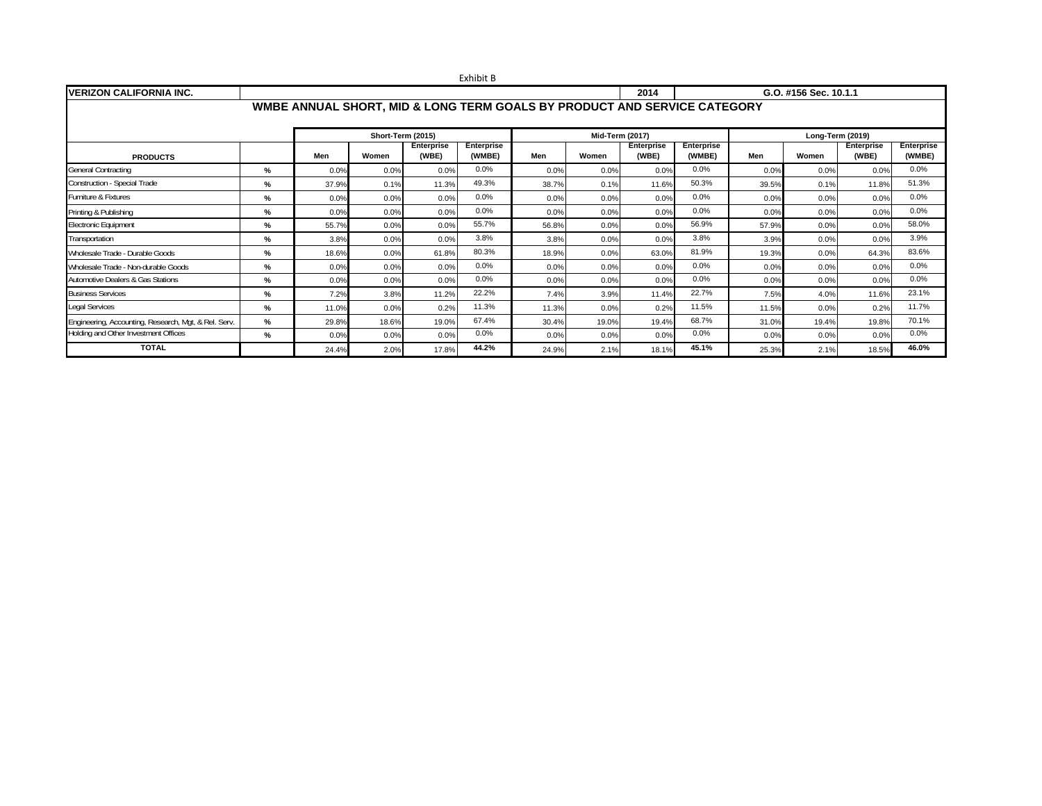Exhibit B

| VERIZON CALIFORNIA INC. | | | | | | | | | 2014 | G.O. #156 Sec. 10.1.1 | | | |
|---|---|---|---|---|---|---|---|---|---|---|---|---|---|
| **WMBE ANNUAL SHORT, MID & LONG TERM GOALS BY PRODUCT AND SERVICE CATEGORY** | | | | | | | | | | | | | |
| | | Short-Term (2015) | | | | Mid-Term (2017) | | | | Long-Term (2019) | | | |
| **PRODUCTS** | | Men | Women | Enterprise (WBE) | Enterprise (WMBE) | Men | Women | Enterprise (WBE) | Enterprise (WMBE) | Men | Women | Enterprise (WBE) | Enterprise (WMBE) |
| General Contracting | % | 0.0% | 0.0% | 0.0% | 0.0% | 0.0% | 0.0% | 0.0% | 0.0% | 0.0% | 0.0% | 0.0% | 0.0% |
| Construction - Special Trade | % | 37.9% | 0.1% | 11.3% | 49.3% | 38.7% | 0.1% | 11.6% | 50.3% | 39.5% | 0.1% | 11.8% | 51.3% |
| Furniture & Fixtures | % | 0.0% | 0.0% | 0.0% | 0.0% | 0.0% | 0.0% | 0.0% | 0.0% | 0.0% | 0.0% | 0.0% | 0.0% |
| Printing & Publishing | % | 0.0% | 0.0% | 0.0% | 0.0% | 0.0% | 0.0% | 0.0% | 0.0% | 0.0% | 0.0% | 0.0% | 0.0% |
| Electronic Equipment | % | 55.7% | 0.0% | 0.0% | 55.7% | 56.8% | 0.0% | 0.0% | 56.9% | 57.9% | 0.0% | 0.0% | 58.0% |
| Transportation | % | 3.8% | 0.0% | 0.0% | 3.8% | 3.8% | 0.0% | 0.0% | 3.8% | 3.9% | 0.0% | 0.0% | 3.9% |
| Wholesale Trade - Durable Goods | % | 18.6% | 0.0% | 61.8% | 80.3% | 18.9% | 0.0% | 63.0% | 81.9% | 19.3% | 0.0% | 64.3% | 83.6% |
| Wholesale Trade - Non-durable Goods | % | 0.0% | 0.0% | 0.0% | 0.0% | 0.0% | 0.0% | 0.0% | 0.0% | 0.0% | 0.0% | 0.0% | 0.0% |
| Automotive Dealers & Gas Stations | % | 0.0% | 0.0% | 0.0% | 0.0% | 0.0% | 0.0% | 0.0% | 0.0% | 0.0% | 0.0% | 0.0% | 0.0% |
| Business Services | % | 7.2% | 3.8% | 11.2% | 22.2% | 7.4% | 3.9% | 11.4% | 22.7% | 7.5% | 4.0% | 11.6% | 23.1% |
| Legal Services | % | 11.0% | 0.0% | 0.2% | 11.3% | 11.3% | 0.0% | 0.2% | 11.5% | 11.5% | 0.0% | 0.2% | 11.7% |
| Engineering, Accounting, Research, Mgt, & Rel. Serv. | % | 29.8% | 18.6% | 19.0% | 67.4% | 30.4% | 19.0% | 19.4% | 68.7% | 31.0% | 19.4% | 19.8% | 70.1% |
| Holding and Other Investment Offices | % | 0.0% | 0.0% | 0.0% | 0.0% | 0.0% | 0.0% | 0.0% | 0.0% | 0.0% | 0.0% | 0.0% | 0.0% |
| **TOTAL** | | 24.4% | 2.0% | 17.8% | **44.2%** | 24.9% | 2.1% | 18.1% | **45.1%** | 25.3% | 2.1% | 18.5% | **46.0%** |